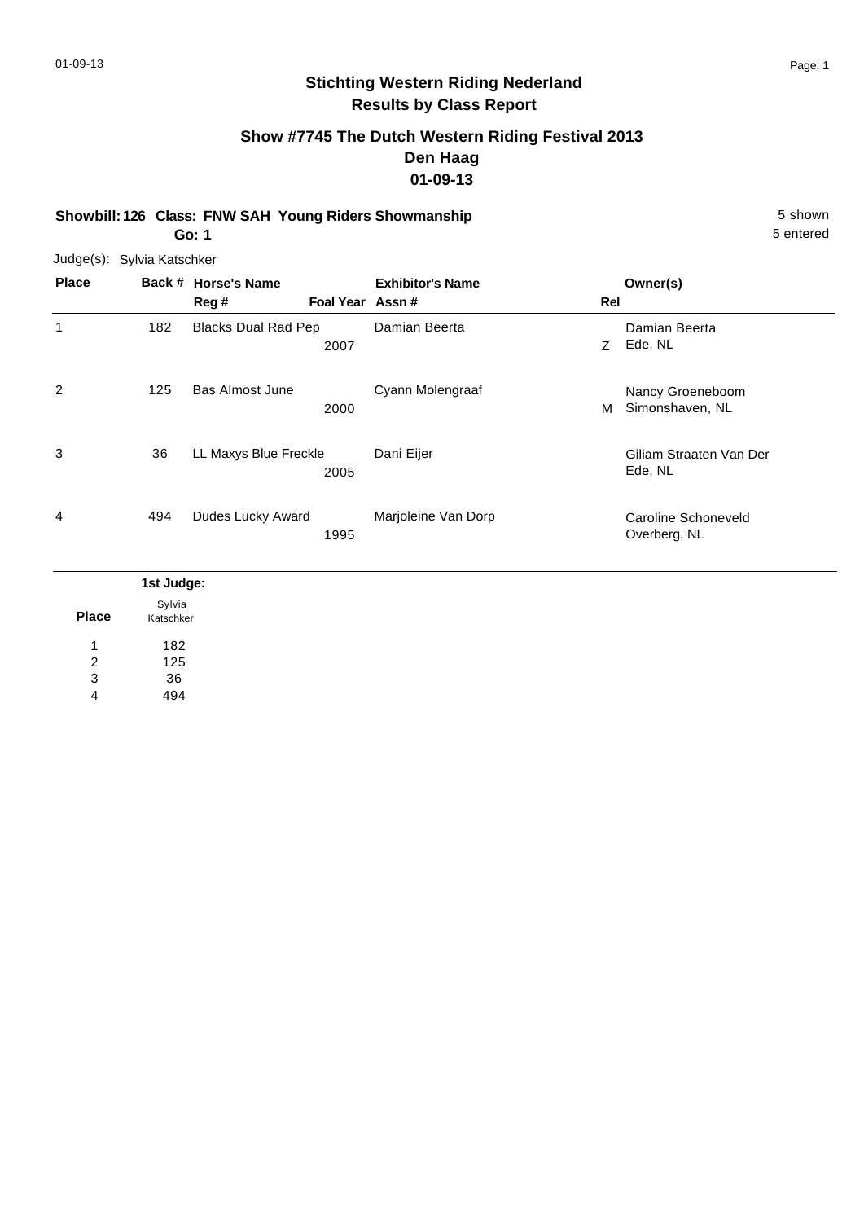# Stichting Western Riding Nederland

## Results by Class Report

### Show #7745 The Dutch Western Riding Festival 2013

### Den Haag

### 01-09-13

**Showbill: 126 Class: FNW SAH Young Riders Showmanship** 5 shown

**Go: 1** 5 entered

Judge(s): Sylvia Katschker

| Place | Back # | Horse's Name / Reg # | Foal Year | Exhibitor's Name / Assn # | Rel | Owner(s) |
|---|---|---|---|---|---|---|
| 1 | 182 | Blacks Dual Rad Pep | 2007 | Damian Beerta | Z | Damian Beerta<br>Ede, NL |
| 2 | 125 | Bas Almost June | 2000 | Cyann Molengraaf | M | Nancy Groeneboom<br>Simonshaven, NL |
| 3 | 36 | LL Maxys Blue Freckle | 2005 | Dani Eijer | | Giliam Straaten Van Der<br>Ede, NL |
| 4 | 494 | Dudes Lucky Award | 1995 | Marjoleine Van Dorp | | Caroline Schoneveld<br>Overberg, NL |

| | 1st Judge: |
|---|---|
| Place | Sylvia Katschker |
| 1 | 182 |
| 2 | 125 |
| 3 | 36 |
| 4 | 494 |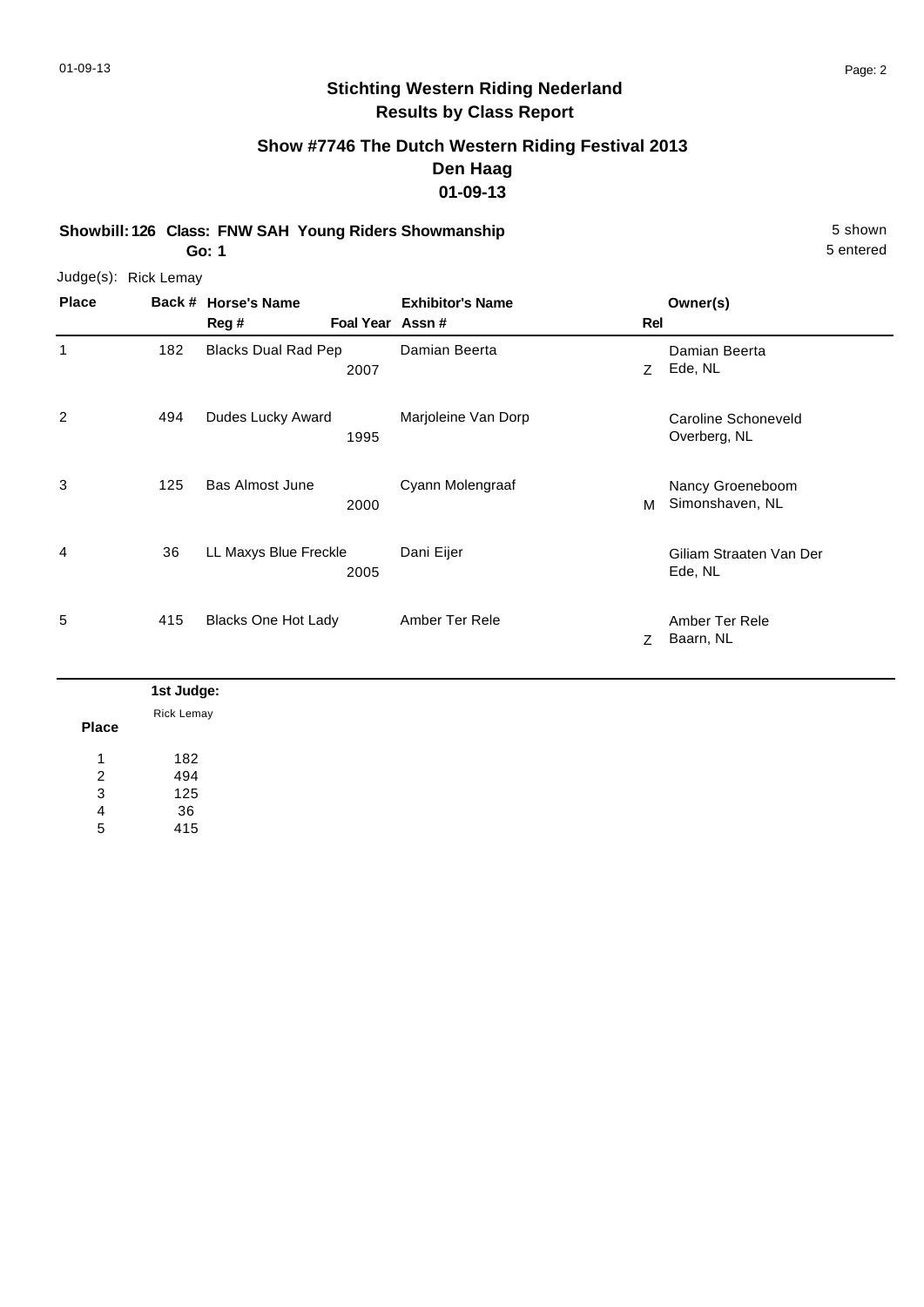## Stichting Western Riding Nederland
## Results by Class Report

### Show #7746 The Dutch Western Riding Festival 2013
### Den Haag
### 01-09-13

**Showbill: 126 Class: FNW SAH Young Riders Showmanship** — 5 shown

**Go: 1** — 5 entered

Judge(s): Rick Lemay

| Place | Back # | Horse's Name / Reg # | Foal Year | Exhibitor's Name / Assn # | Rel | Owner(s) |
|---|---|---|---|---|---|---|
| 1 | 182 | Blacks Dual Rad Pep | 2007 | Damian Beerta | Z | Damian Beerta<br>Ede, NL |
| 2 | 494 | Dudes Lucky Award | 1995 | Marjoleine Van Dorp | | Caroline Schoneveld<br>Overberg, NL |
| 3 | 125 | Bas Almost June | 2000 | Cyann Molengraaf | M | Nancy Groeneboom<br>Simonshaven, NL |
| 4 | 36 | LL Maxys Blue Freckle | 2005 | Dani Eijer | | Giliam Straaten Van Der<br>Ede, NL |
| 5 | 415 | Blacks One Hot Lady | | Amber Ter Rele | Z | Amber Ter Rele<br>Baarn, NL |

| Place | 1st Judge: Rick Lemay |
|---|---|
| 1 | 182 |
| 2 | 494 |
| 3 | 125 |
| 4 | 36 |
| 5 | 415 |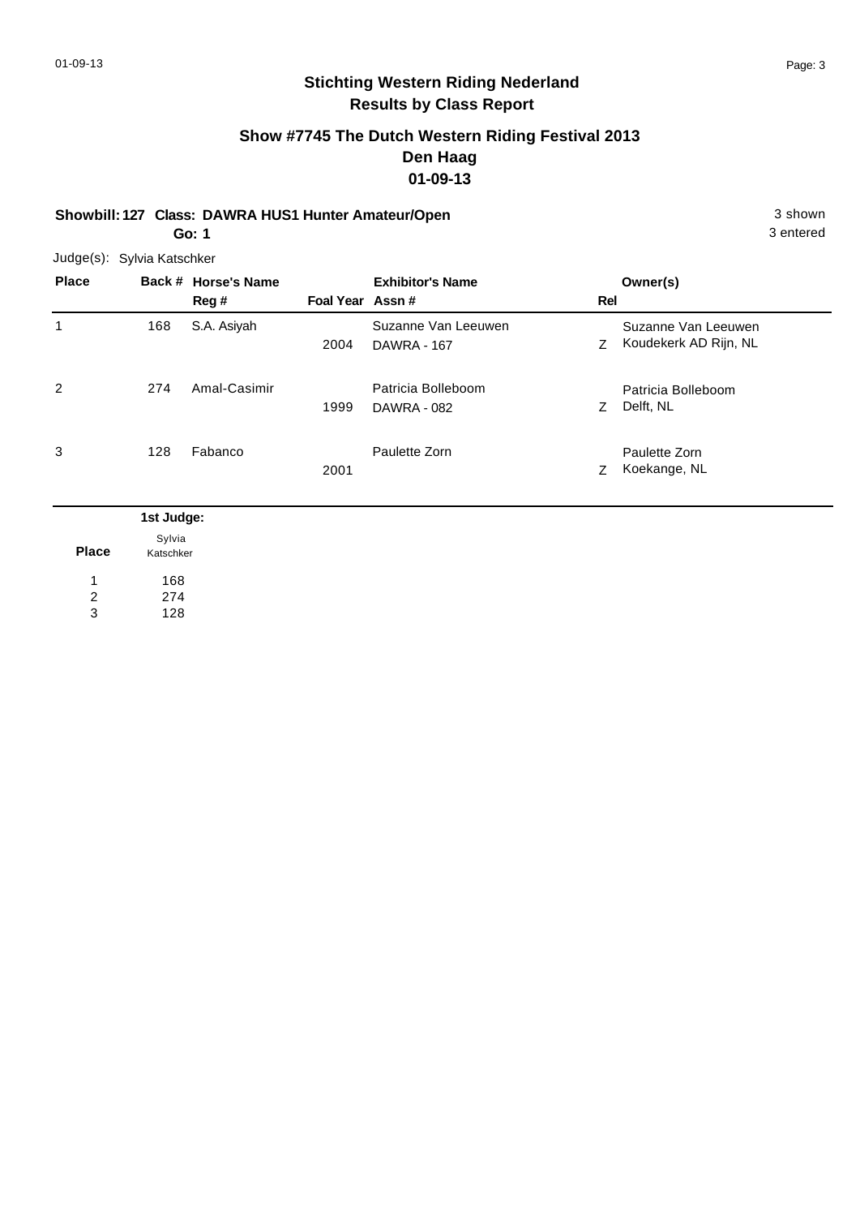## Stichting Western Riding Nederland
## Results by Class Report

### Show #7745 The Dutch Western Riding Festival 2013
### Den Haag
### 01-09-13

**Showbill: 127 Class: DAWRA HUS1 Hunter Amateur/Open** 3 shown

**Go: 1** 3 entered

Judge(s): Sylvia Katschker

| Place | Back # | Horse's Name / Reg # | Foal Year | Exhibitor's Name / Assn # | Rel | Owner(s) |
|---|---|---|---|---|---|---|
| 1 | 168 | S.A. Asiyah | 2004 | Suzanne Van Leeuwen<br>DAWRA - 167 | Z | Suzanne Van Leeuwen<br>Koudekerk AD Rijn, NL |
| 2 | 274 | Amal-Casimir | 1999 | Patricia Bolleboom<br>DAWRA - 082 | Z | Patricia Bolleboom<br>Delft, NL |
| 3 | 128 | Fabanco | 2001 | Paulette Zorn | Z | Paulette Zorn<br>Koekange, NL |

| Place | 1st Judge: Sylvia Katschker |
|---|---|
| 1 | 168 |
| 2 | 274 |
| 3 | 128 |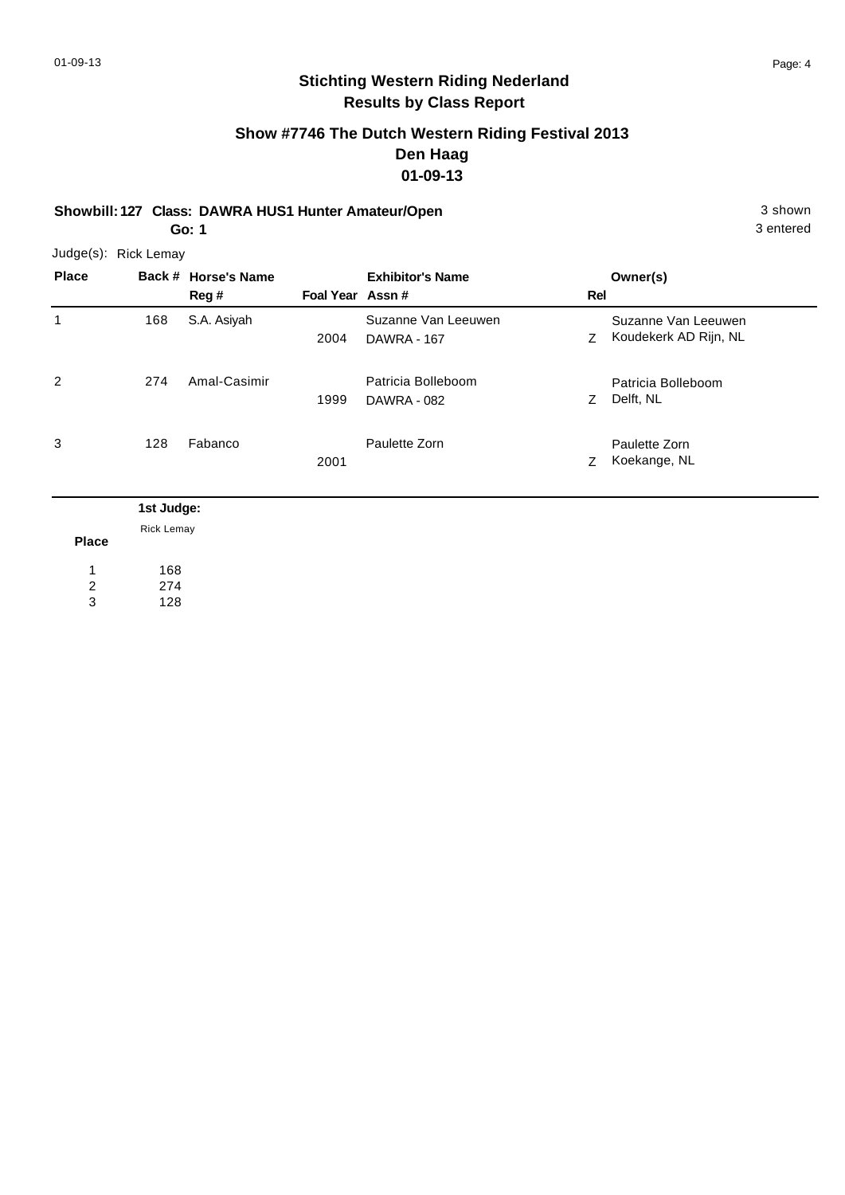## Stichting Western Riding Nederland
## Results by Class Report

### Show #7746 The Dutch Western Riding Festival 2013
### Den Haag
### 01-09-13

**Showbill: 127 Class: DAWRA HUS1 Hunter Amateur/Open** 3 shown

**Go: 1** 3 entered

Judge(s): Rick Lemay

| Place | Back # | Horse's Name / Reg # | Foal Year | Exhibitor's Name / Assn # | Rel | Owner(s) |
|---|---|---|---|---|---|---|
| 1 | 168 | S.A. Asiyah | 2004 | Suzanne Van Leeuwen DAWRA - 167 | Z | Suzanne Van Leeuwen Koudekerk AD Rijn, NL |
| 2 | 274 | Amal-Casimir | 1999 | Patricia Bolleboom DAWRA - 082 | Z | Patricia Bolleboom Delft, NL |
| 3 | 128 | Fabanco | 2001 | Paulette Zorn | Z | Paulette Zorn Koekange, NL |

| Place | 1st Judge: Rick Lemay |
|---|---|
| 1 | 168 |
| 2 | 274 |
| 3 | 128 |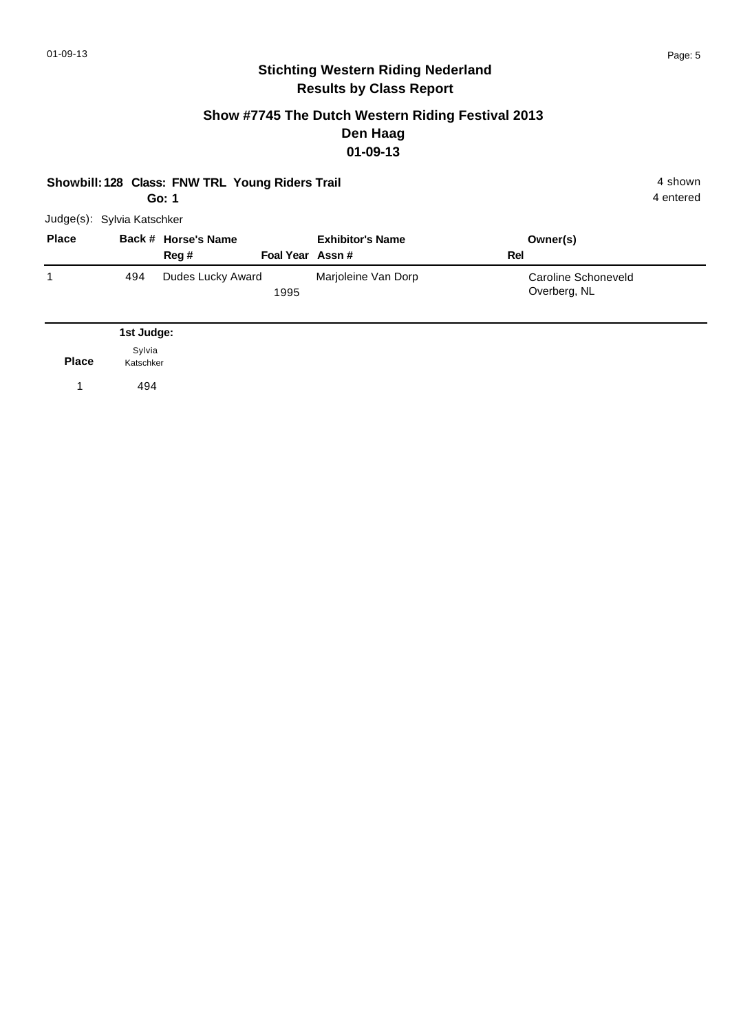## Stichting Western Riding Nederland
## Results by Class Report

### Show #7745 The Dutch Western Riding Festival 2013
### Den Haag
### 01-09-13

**Showbill: 128 Class: FNW TRL Young Riders Trail** — 4 shown

**Go: 1** — 4 entered

Judge(s): Sylvia Katschker

| Place | Back # | Horse's Name / Reg # | Foal Year | Exhibitor's Name / Assn # | Owner(s) / Rel |
|---|---|---|---|---|---|
| 1 | 494 | Dudes Lucky Award | 1995 | Marjoleine Van Dorp | Caroline Schoneveld<br>Overberg, NL |

| Place | 1st Judge: Sylvia Katschker |
|---|---|
| 1 | 494 |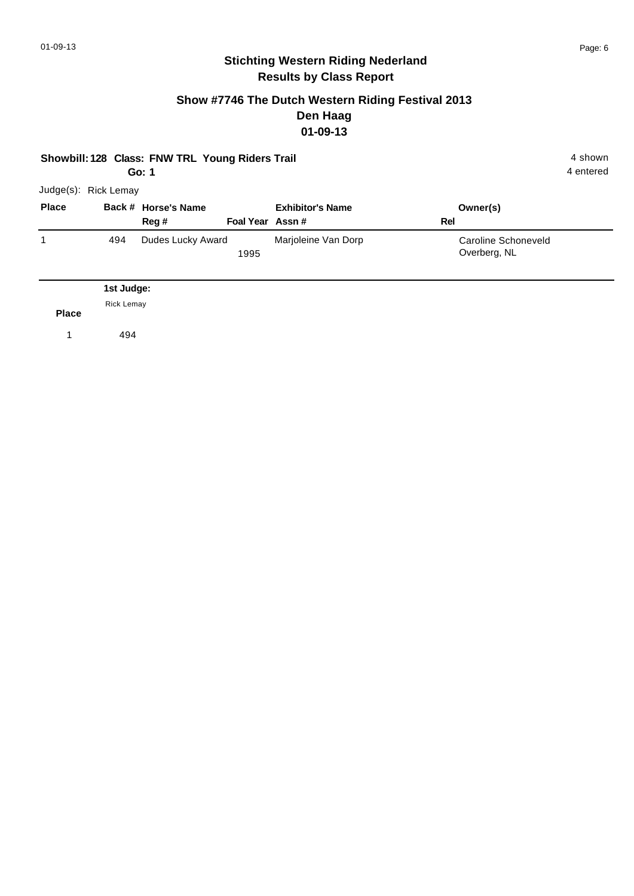# Stichting Western Riding Nederland
## Results by Class Report

### Show #7746 The Dutch Western Riding Festival 2013
### Den Haag
### 01-09-13

**Showbill: 128 Class: FNW TRL Young Riders Trail** 4 shown

**Go: 1** 4 entered

Judge(s): Rick Lemay

| Place | Back # | Horse's Name / Reg # | Foal Year | Exhibitor's Name / Assn # | Rel | Owner(s) |
|---|---|---|---|---|---|---|
| 1 | 494 | Dudes Lucky Award | 1995 | Marjoleine Van Dorp | | Caroline Schoneveld<br>Overberg, NL |

| Place | 1st Judge: Rick Lemay |
|---|---|
| 1 | 494 |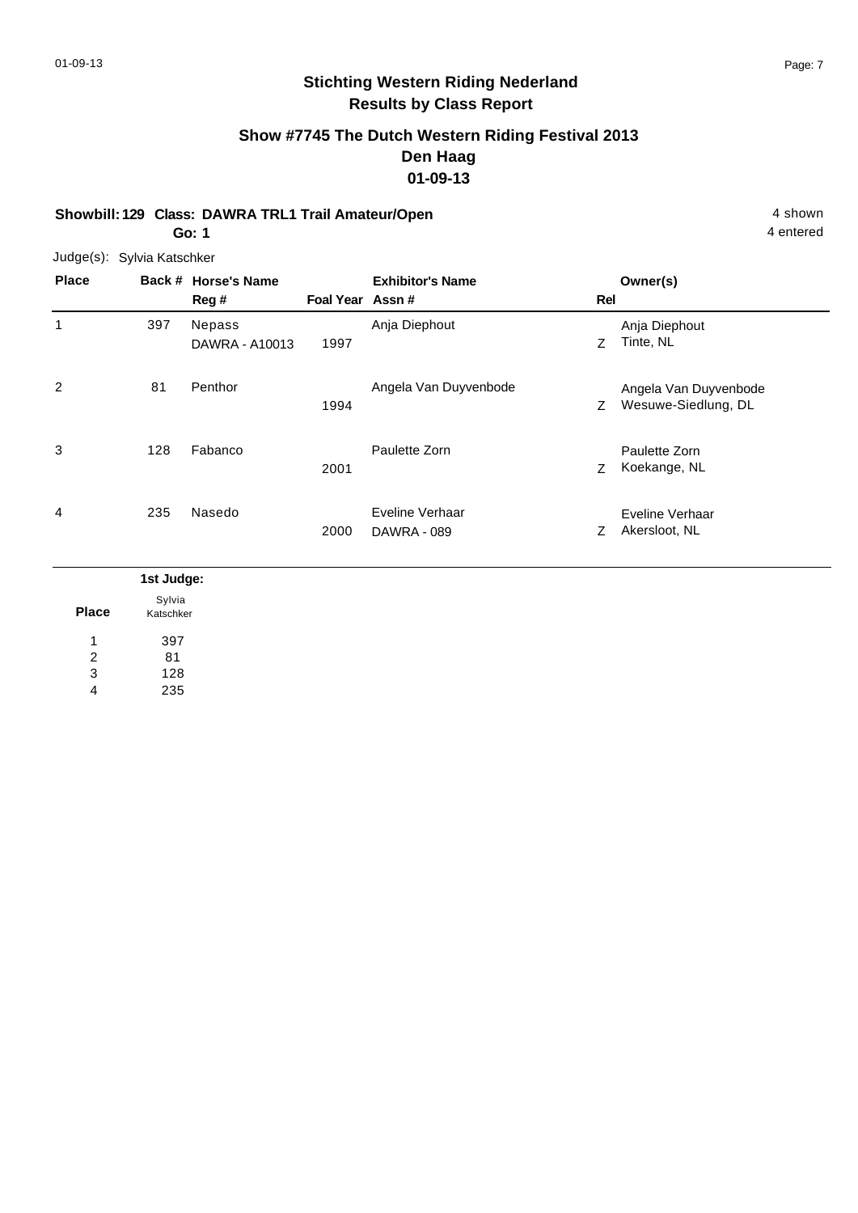# Stichting Western Riding Nederland
## Results by Class Report

### Show #7745 The Dutch Western Riding Festival 2013
### Den Haag
### 01-09-13

**Showbill: 129 Class: DAWRA TRL1 Trail Amateur/Open** 4 shown
**Go: 1** 4 entered

Judge(s): Sylvia Katschker

| Place | Back # | Horse's Name / Reg # | Foal Year | Exhibitor's Name / Assn # | Rel | Owner(s) |
|---|---|---|---|---|---|---|
| 1 | 397 | Nepass<br>DAWRA - A10013 | 1997 | Anja Diephout | Z | Anja Diephout<br>Tinte, NL |
| 2 | 81 | Penthor | 1994 | Angela Van Duyvenbode | Z | Angela Van Duyvenbode<br>Wesuwe-Siedlung, DL |
| 3 | 128 | Fabanco | 2001 | Paulette Zorn | Z | Paulette Zorn<br>Koekange, NL |
| 4 | 235 | Nasedo | 2000 | Eveline Verhaar<br>DAWRA - 089 | Z | Eveline Verhaar<br>Akersloot, NL |

| Place | 1st Judge: Sylvia Katschker |
|---|---|
| 1 | 397 |
| 2 | 81 |
| 3 | 128 |
| 4 | 235 |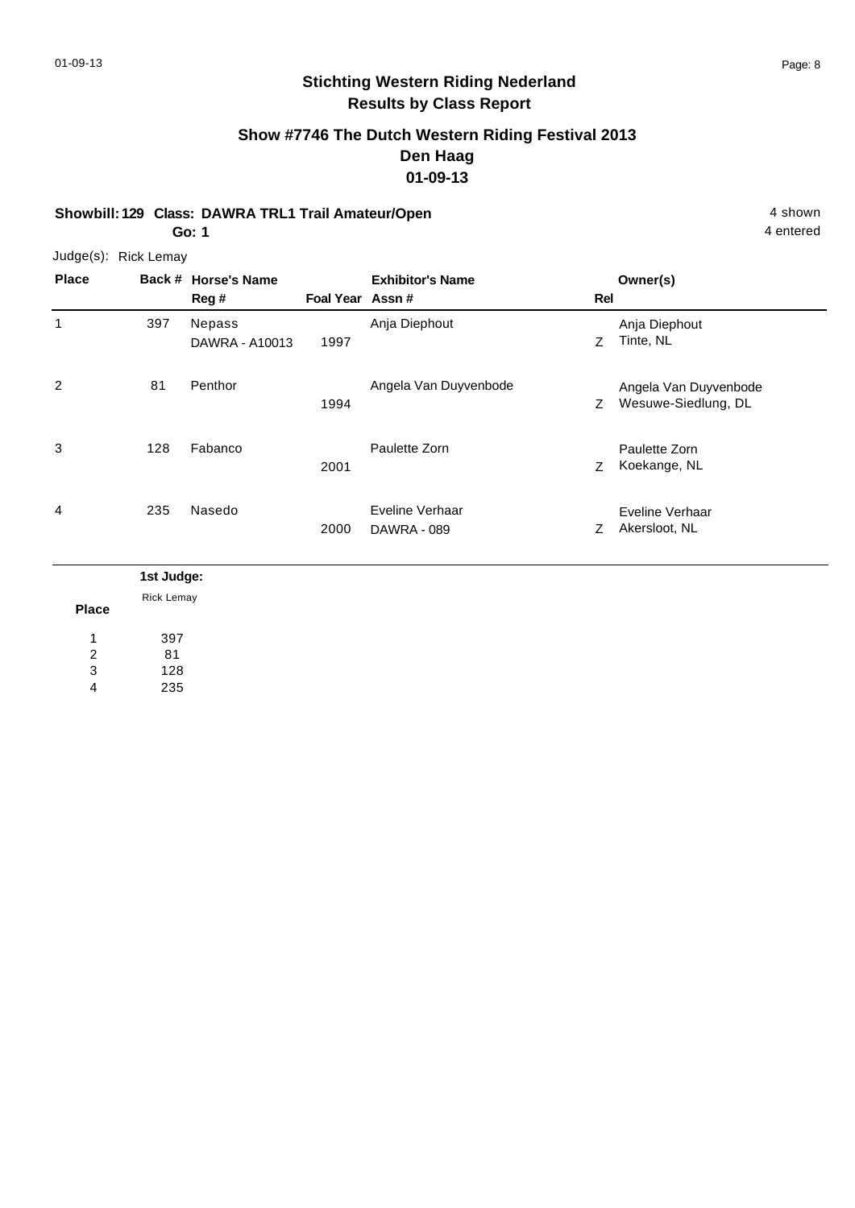## Stichting Western Riding Nederland
## Results by Class Report

### Show #7746 The Dutch Western Riding Festival 2013
### Den Haag
### 01-09-13

**Showbill: 129 Class: DAWRA TRL1 Trail Amateur/Open** 4 shown
**Go: 1** 4 entered

Judge(s): Rick Lemay

| Place | Back # | Horse's Name / Reg # | Foal Year | Exhibitor's Name / Assn # | Rel | Owner(s) |
|---|---|---|---|---|---|---|
| 1 | 397 | Nepass<br>DAWRA - A10013 | 1997 | Anja Diephout | Z | Anja Diephout<br>Tinte, NL |
| 2 | 81 | Penthor | 1994 | Angela Van Duyvenbode | Z | Angela Van Duyvenbode<br>Wesuwe-Siedlung, DL |
| 3 | 128 | Fabanco | 2001 | Paulette Zorn | Z | Paulette Zorn<br>Koekange, NL |
| 4 | 235 | Nasedo | 2000 | Eveline Verhaar<br>DAWRA - 089 | Z | Eveline Verhaar<br>Akersloot, NL |

| Place | 1st Judge: Rick Lemay |
|---|---|
| 1 | 397 |
| 2 | 81 |
| 3 | 128 |
| 4 | 235 |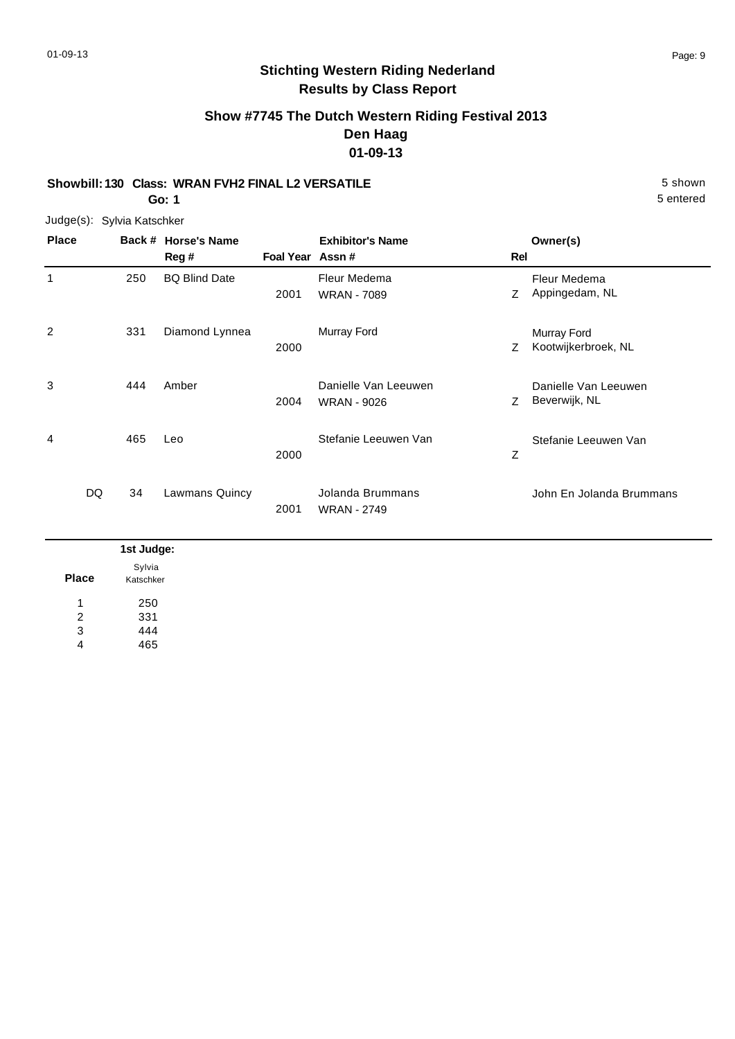# Stichting Western Riding Nederland

## Results by Class Report

### Show #7745 The Dutch Western Riding Festival 2013

### Den Haag

### 01-09-13

**Showbill: 130 Class: WRAN FVH2 FINAL L2 VERSATILE** 5 shown

**Go: 1** 5 entered

Judge(s): Sylvia Katschker

| Place | Back # | Horse's Name / Reg # | Foal Year | Exhibitor's Name / Assn # | Rel | Owner(s) |
|---|---|---|---|---|---|---|
| 1 | 250 | BQ Blind Date | 2001 | Fleur Medema<br>WRAN - 7089 | Z | Fleur Medema<br>Appingedam, NL |
| 2 | 331 | Diamond Lynnea | 2000 | Murray Ford | Z | Murray Ford<br>Kootwijkerbroek, NL |
| 3 | 444 | Amber | 2004 | Danielle Van Leeuwen<br>WRAN - 9026 | Z | Danielle Van Leeuwen<br>Beverwijk, NL |
| 4 | 465 | Leo | 2000 | Stefanie Leeuwen Van | Z | Stefanie Leeuwen Van |
| DQ | 34 | Lawmans Quincy | 2001 | Jolanda Brummans<br>WRAN - 2749 | | John En Jolanda Brummans |

| Place | 1st Judge: Sylvia Katschker |
|---|---|
| 1 | 250 |
| 2 | 331 |
| 3 | 444 |
| 4 | 465 |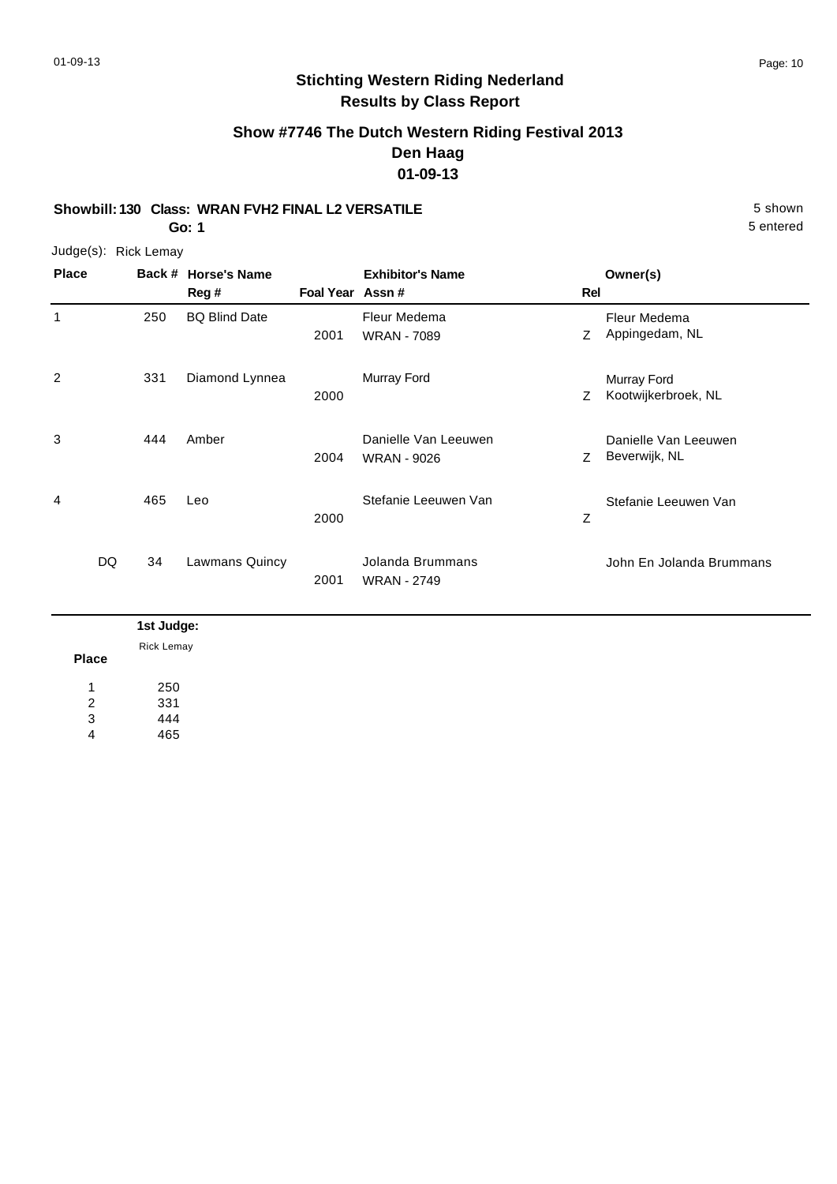# Stichting Western Riding Nederland

## Results by Class Report

### Show #7746 The Dutch Western Riding Festival 2013
### Den Haag
### 01-09-13

**Showbill: 130 Class: WRAN FVH2 FINAL L2 VERSATILE** 5 shown
**Go: 1** 5 entered

Judge(s): Rick Lemay

| Place | Back # | Horse's Name / Reg # | Foal Year | Exhibitor's Name / Assn # | Rel | Owner(s) |
|---|---|---|---|---|---|---|
| 1 | 250 | BQ Blind Date | 2001 | Fleur Medema / WRAN - 7089 | Z | Fleur Medema / Appingedam, NL |
| 2 | 331 | Diamond Lynnea | 2000 | Murray Ford | Z | Murray Ford / Kootwijkerbroek, NL |
| 3 | 444 | Amber | 2004 | Danielle Van Leeuwen / WRAN - 9026 | Z | Danielle Van Leeuwen / Beverwijk, NL |
| 4 | 465 | Leo | 2000 | Stefanie Leeuwen Van | Z | Stefanie Leeuwen Van |
| DQ | 34 | Lawmans Quincy | 2001 | Jolanda Brummans / WRAN - 2749 | | John En Jolanda Brummans |

| Place | 1st Judge: Rick Lemay |
|---|---|
| 1 | 250 |
| 2 | 331 |
| 3 | 444 |
| 4 | 465 |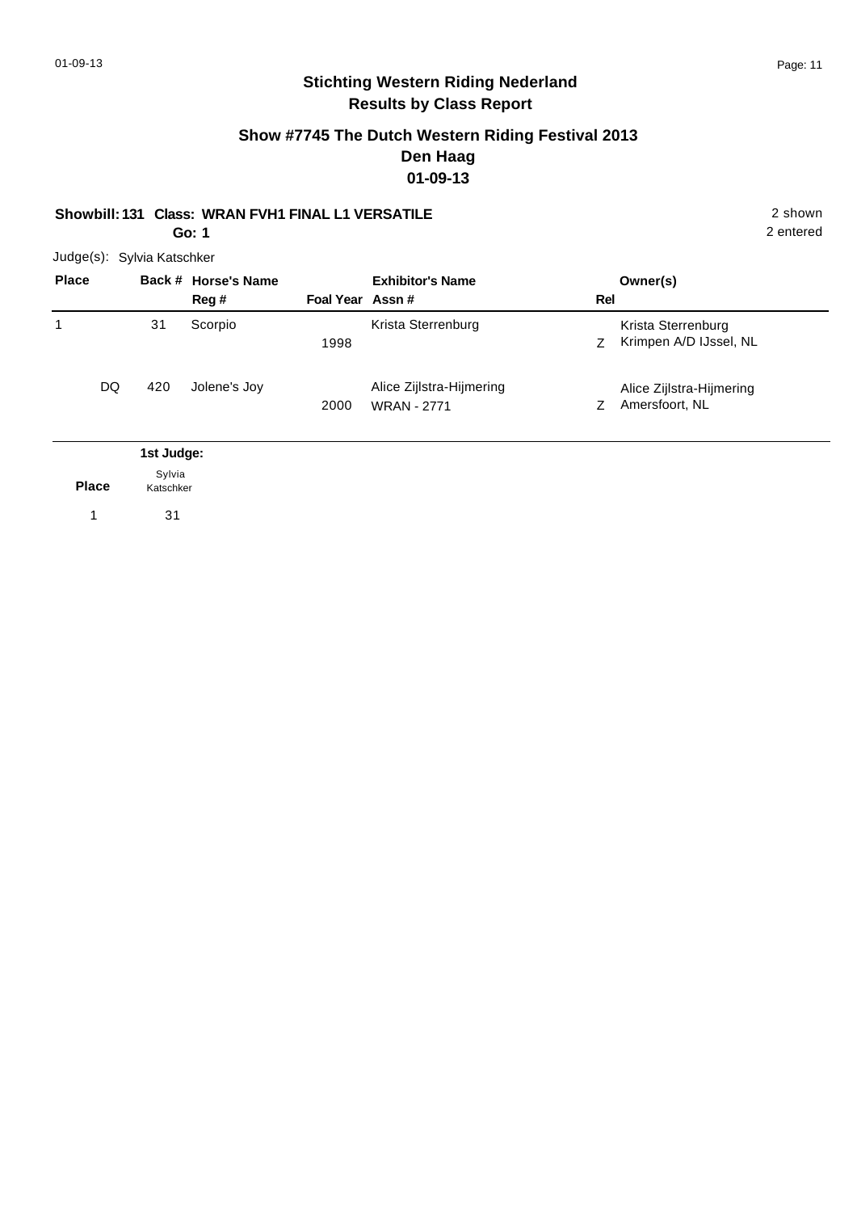## Stichting Western Riding Nederland
## Results by Class Report

### Show #7745 The Dutch Western Riding Festival 2013
### Den Haag
### 01-09-13

**Showbill: 131 Class: WRAN FVH1 FINAL L1 VERSATILE** 2 shown

**Go: 1** 2 entered

Judge(s): Sylvia Katschker

| Place | Back # | Horse's Name / Reg # | Foal Year | Exhibitor's Name / Assn # | Rel | Owner(s) |
|---|---|---|---|---|---|---|
| 1 | 31 | Scorpio | 1998 | Krista Sterrenburg | Z | Krista Sterrenburg<br>Krimpen A/D IJssel, NL |
| DQ | 420 | Jolene's Joy | 2000 | Alice Zijlstra-Hijmering<br>WRAN - 2771 | Z | Alice Zijlstra-Hijmering<br>Amersfoort, NL |

| Place | 1st Judge: Sylvia Katschker |
|---|---|
| 1 | 31 |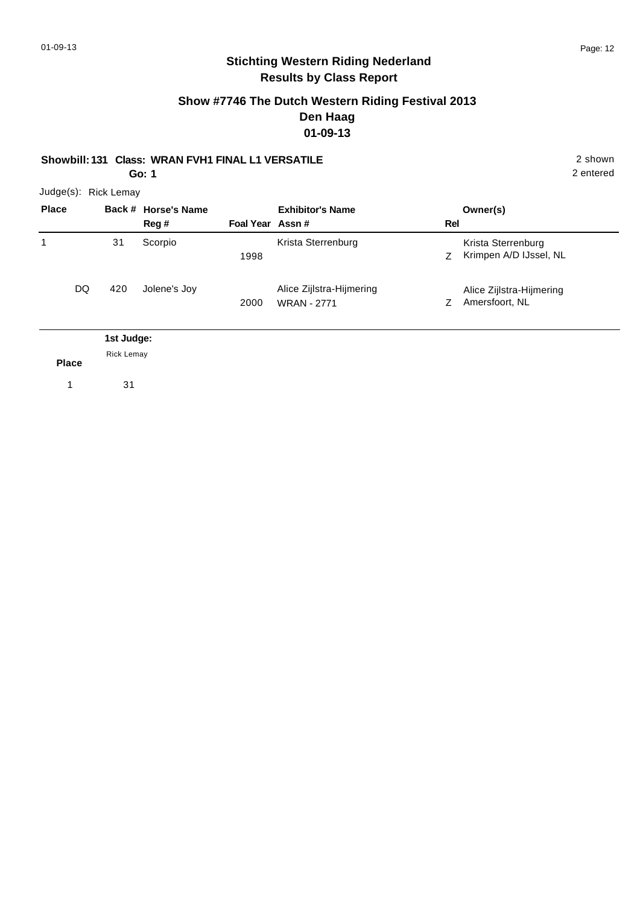# Stichting Western Riding Nederland

## Results by Class Report

### Show #7746 The Dutch Western Riding Festival 2013

### Den Haag

### 01-09-13

**Showbill: 131 Class: WRAN FVH1 FINAL L1 VERSATILE** 2 shown

**Go: 1** 2 entered

Judge(s): Rick Lemay

| Place | Back # | Horse's Name / Reg # | Foal Year | Exhibitor's Name / Assn # | Rel | Owner(s) |
|---|---|---|---|---|---|---|
| 1 | 31 | Scorpio | 1998 | Krista Sterrenburg | Z | Krista Sterrenburg<br>Krimpen A/D IJssel, NL |
| DQ | 420 | Jolene's Joy | 2000 | Alice Zijlstra-Hijmering<br>WRAN - 2771 | Z | Alice Zijlstra-Hijmering<br>Amersfoort, NL |

| Place | 1st Judge:<br>Rick Lemay |
|---|---|
| 1 | 31 |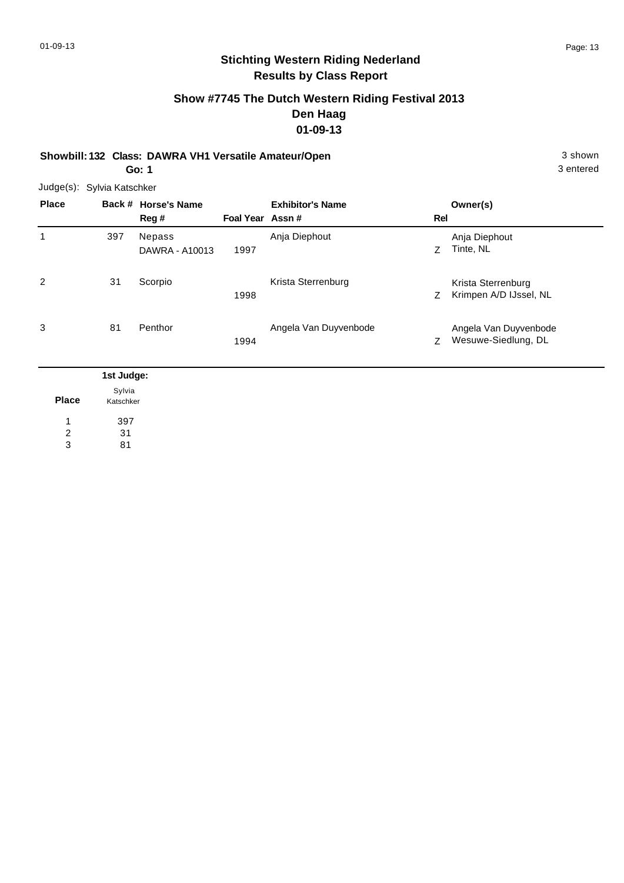## Stichting Western Riding Nederland
## Results by Class Report

### Show #7745 The Dutch Western Riding Festival 2013
### Den Haag
### 01-09-13

**Showbill: 132 Class: DAWRA VH1 Versatile Amateur/Open** — 3 shown

**Go: 1** — 3 entered

Judge(s): Sylvia Katschker

| Place | Back # | Horse's Name / Reg # | Foal Year | Exhibitor's Name / Assn # | Rel | Owner(s) |
|---|---|---|---|---|---|---|
| 1 | 397 | Nepass<br>DAWRA - A10013 | 1997 | Anja Diephout | Z | Anja Diephout<br>Tinte, NL |
| 2 | 31 | Scorpio | 1998 | Krista Sterrenburg | Z | Krista Sterrenburg<br>Krimpen A/D IJssel, NL |
| 3 | 81 | Penthor | 1994 | Angela Van Duyvenbode | Z | Angela Van Duyvenbode<br>Wesuwe-Siedlung, DL |

| Place | 1st Judge: Sylvia Katschker |
|---|---|
| 1 | 397 |
| 2 | 31 |
| 3 | 81 |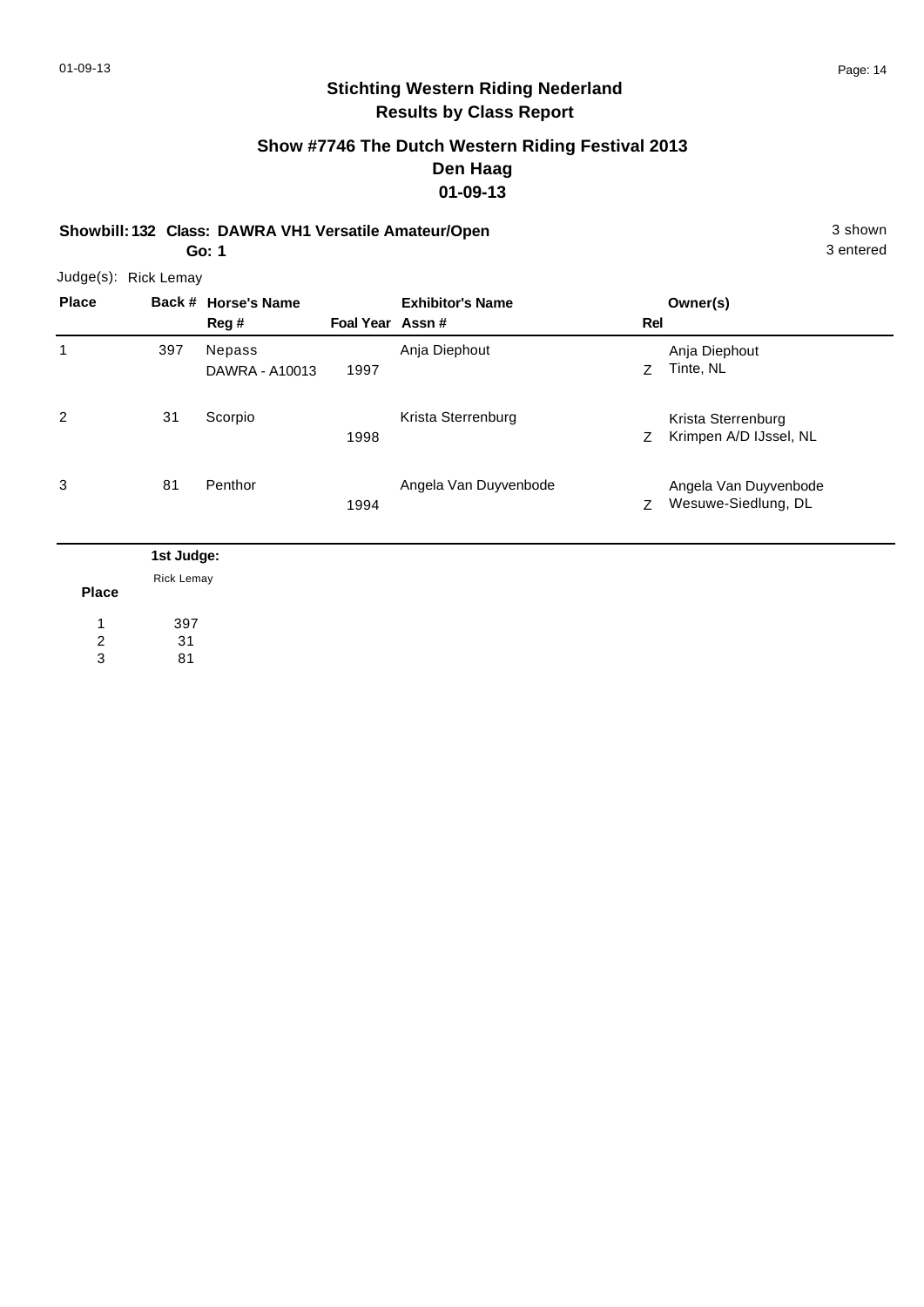# Stichting Western Riding Nederland
## Results by Class Report

### Show #7746 The Dutch Western Riding Festival 2013
### Den Haag
### 01-09-13

**Showbill: 132 Class: DAWRA VH1 Versatile Amateur/Open** 3 shown

**Go: 1** 3 entered

Judge(s): Rick Lemay

| Place | Back # | Horse's Name / Reg # | Foal Year | Exhibitor's Name / Assn # | Rel | Owner(s) |
|---|---|---|---|---|---|---|
| 1 | 397 | Nepass<br>DAWRA - A10013 | 1997 | Anja Diephout | Z | Anja Diephout<br>Tinte, NL |
| 2 | 31 | Scorpio | 1998 | Krista Sterrenburg | Z | Krista Sterrenburg<br>Krimpen A/D IJssel, NL |
| 3 | 81 | Penthor | 1994 | Angela Van Duyvenbode | Z | Angela Van Duyvenbode<br>Wesuwe-Siedlung, DL |

| Place | 1st Judge: Rick Lemay |
|---|---|
| 1 | 397 |
| 2 | 31 |
| 3 | 81 |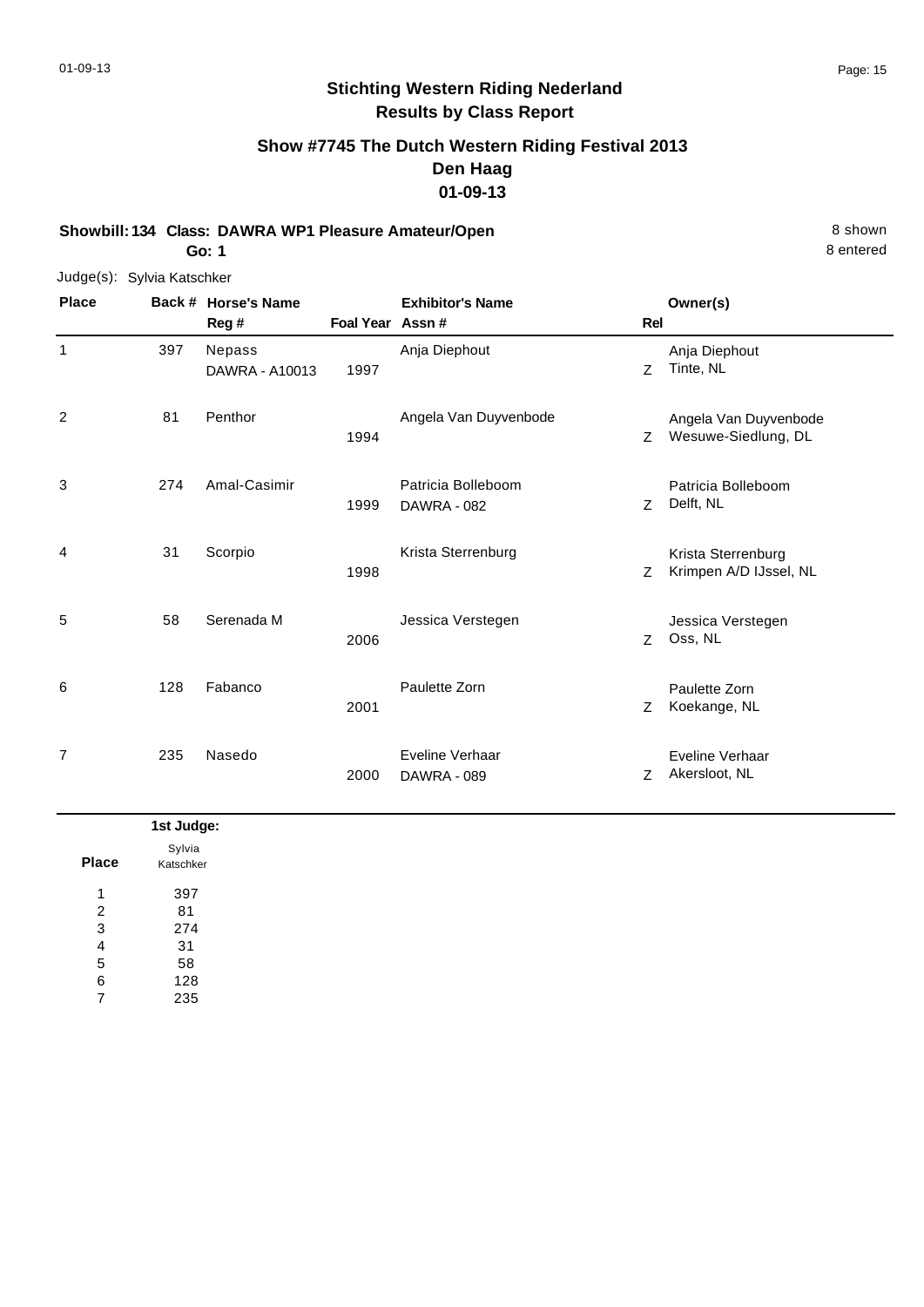## Stichting Western Riding Nederland
## Results by Class Report

### Show #7745 The Dutch Western Riding Festival 2013
### Den Haag
### 01-09-13

**Showbill: 134 Class: DAWRA WP1 Pleasure Amateur/Open** 8 shown
**Go: 1** 8 entered

Judge(s): Sylvia Katschker

| Place | Back # | Horse's Name / Reg # | Foal Year | Exhibitor's Name / Assn # | Rel | Owner(s) |
|---|---|---|---|---|---|---|
| 1 | 397 | Nepass DAWRA - A10013 | 1997 | Anja Diephout | Z | Anja Diephout Tinte, NL |
| 2 | 81 | Penthor | 1994 | Angela Van Duyvenbode | Z | Angela Van Duyvenbode Wesuwe-Siedlung, DL |
| 3 | 274 | Amal-Casimir | 1999 | Patricia Bolleboom DAWRA - 082 | Z | Patricia Bolleboom Delft, NL |
| 4 | 31 | Scorpio | 1998 | Krista Sterrenburg | Z | Krista Sterrenburg Krimpen A/D IJssel, NL |
| 5 | 58 | Serenada M | 2006 | Jessica Verstegen | Z | Jessica Verstegen Oss, NL |
| 6 | 128 | Fabanco | 2001 | Paulette Zorn | Z | Paulette Zorn Koekange, NL |
| 7 | 235 | Nasedo | 2000 | Eveline Verhaar DAWRA - 089 | Z | Eveline Verhaar Akersloot, NL |

| Place | 1st Judge: Sylvia Katschker |
|---|---|
| 1 | 397 |
| 2 | 81 |
| 3 | 274 |
| 4 | 31 |
| 5 | 58 |
| 6 | 128 |
| 7 | 235 |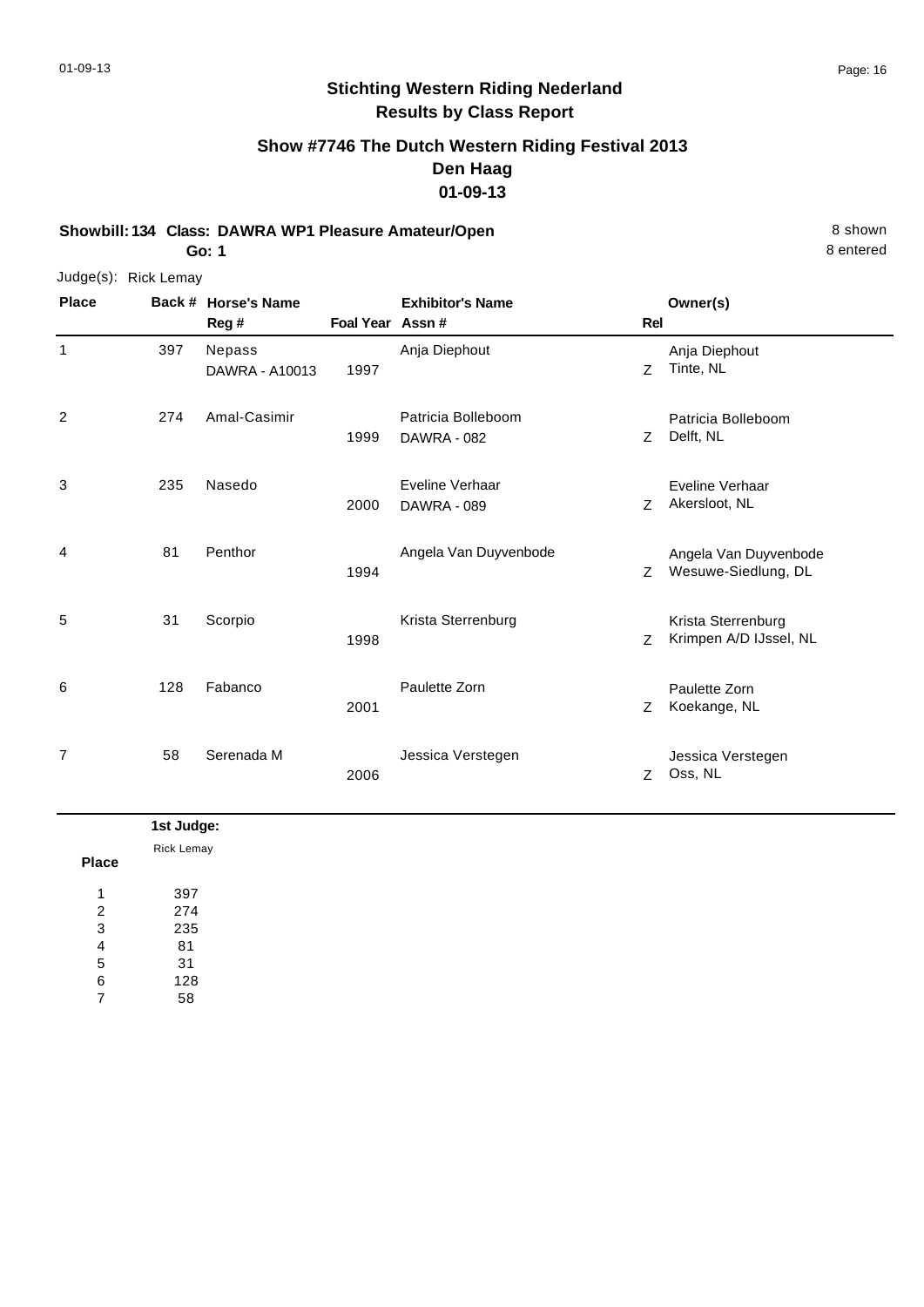# Stichting Western Riding Nederland
## Results by Class Report

### Show #7746 The Dutch Western Riding Festival 2013
### Den Haag
### 01-09-13

**Showbill: 134 Class: DAWRA WP1 Pleasure Amateur/Open** 8 shown
**Go: 1** 8 entered

Judge(s): Rick Lemay

| Place | Back # | Horse's Name / Reg # | Foal Year | Exhibitor's Name / Assn # | Rel | Owner(s) |
|---|---|---|---|---|---|---|
| 1 | 397 | Nepass<br>DAWRA - A10013 | 1997 | Anja Diephout | Z | Anja Diephout<br>Tinte, NL |
| 2 | 274 | Amal-Casimir | 1999 | Patricia Bolleboom<br>DAWRA - 082 | Z | Patricia Bolleboom<br>Delft, NL |
| 3 | 235 | Nasedo | 2000 | Eveline Verhaar<br>DAWRA - 089 | Z | Eveline Verhaar<br>Akersloot, NL |
| 4 | 81 | Penthor | 1994 | Angela Van Duyvenbode | Z | Angela Van Duyvenbode<br>Wesuwe-Siedlung, DL |
| 5 | 31 | Scorpio | 1998 | Krista Sterrenburg | Z | Krista Sterrenburg<br>Krimpen A/D IJssel, NL |
| 6 | 128 | Fabanco | 2001 | Paulette Zorn | Z | Paulette Zorn<br>Koekange, NL |
| 7 | 58 | Serenada M | 2006 | Jessica Verstegen | Z | Jessica Verstegen<br>Oss, NL |

| Place | 1st Judge: Rick Lemay |
|---|---|
| 1 | 397 |
| 2 | 274 |
| 3 | 235 |
| 4 | 81 |
| 5 | 31 |
| 6 | 128 |
| 7 | 58 |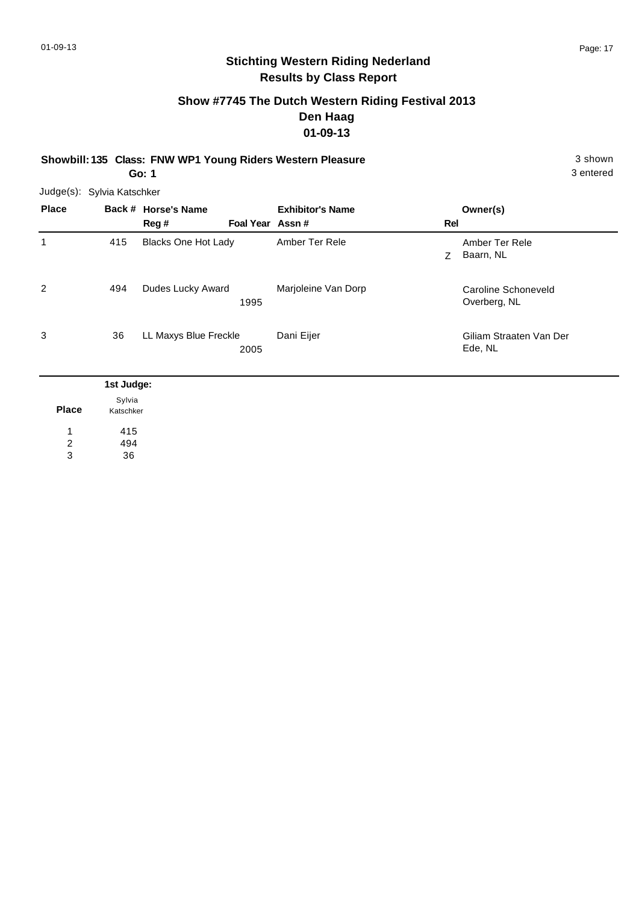## Stichting Western Riding Nederland
## Results by Class Report

### Show #7745 The Dutch Western Riding Festival 2013
### Den Haag
### 01-09-13

**Showbill: 135 Class: FNW WP1 Young Riders Western Pleasure** 3 shown
**Go: 1** 3 entered

Judge(s): Sylvia Katschker

| Place | Back # | Horse's Name / Reg # | Foal Year | Exhibitor's Name / Assn # | Rel | Owner(s) |
|---|---|---|---|---|---|---|
| 1 | 415 | Blacks One Hot Lady | | Amber Ter Rele | Z | Amber Ter Rele<br>Baarn, NL |
| 2 | 494 | Dudes Lucky Award | 1995 | Marjoleine Van Dorp | | Caroline Schoneveld<br>Overberg, NL |
| 3 | 36 | LL Maxys Blue Freckle | 2005 | Dani Eijer | | Giliam Straaten Van Der<br>Ede, NL |

| Place | 1st Judge: Sylvia Katschker |
|---|---|
| 1 | 415 |
| 2 | 494 |
| 3 | 36 |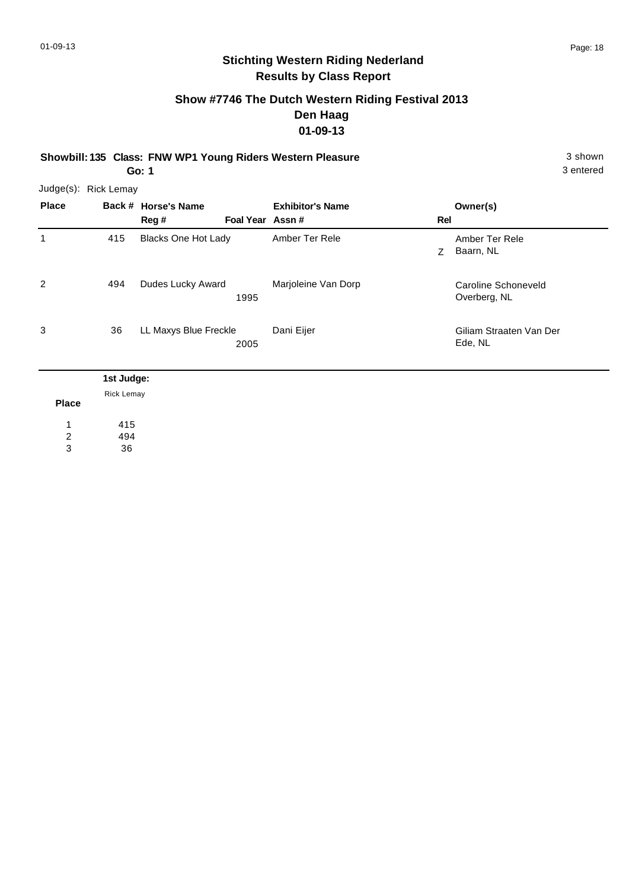# Stichting Western Riding Nederland

## Results by Class Report

### Show #7746 The Dutch Western Riding Festival 2013

### Den Haag

### 01-09-13

**Showbill: 135 Class: FNW WP1 Young Riders Western Pleasure** — 3 shown, 3 entered

**Go: 1**

Judge(s): Rick Lemay

| Place | Back # | Horse's Name / Reg # | Foal Year | Exhibitor's Name / Assn # | Rel | Owner(s) |
|---|---|---|---|---|---|---|
| 1 | 415 | Blacks One Hot Lady | | Amber Ter Rele | Z | Amber Ter Rele, Baarn, NL |
| 2 | 494 | Dudes Lucky Award | 1995 | Marjoleine Van Dorp | | Caroline Schoneveld, Overberg, NL |
| 3 | 36 | LL Maxys Blue Freckle | 2005 | Dani Eijer | | Giliam Straaten Van Der, Ede, NL |

| Place | 1st Judge: Rick Lemay |
|---|---|
| 1 | 415 |
| 2 | 494 |
| 3 | 36 |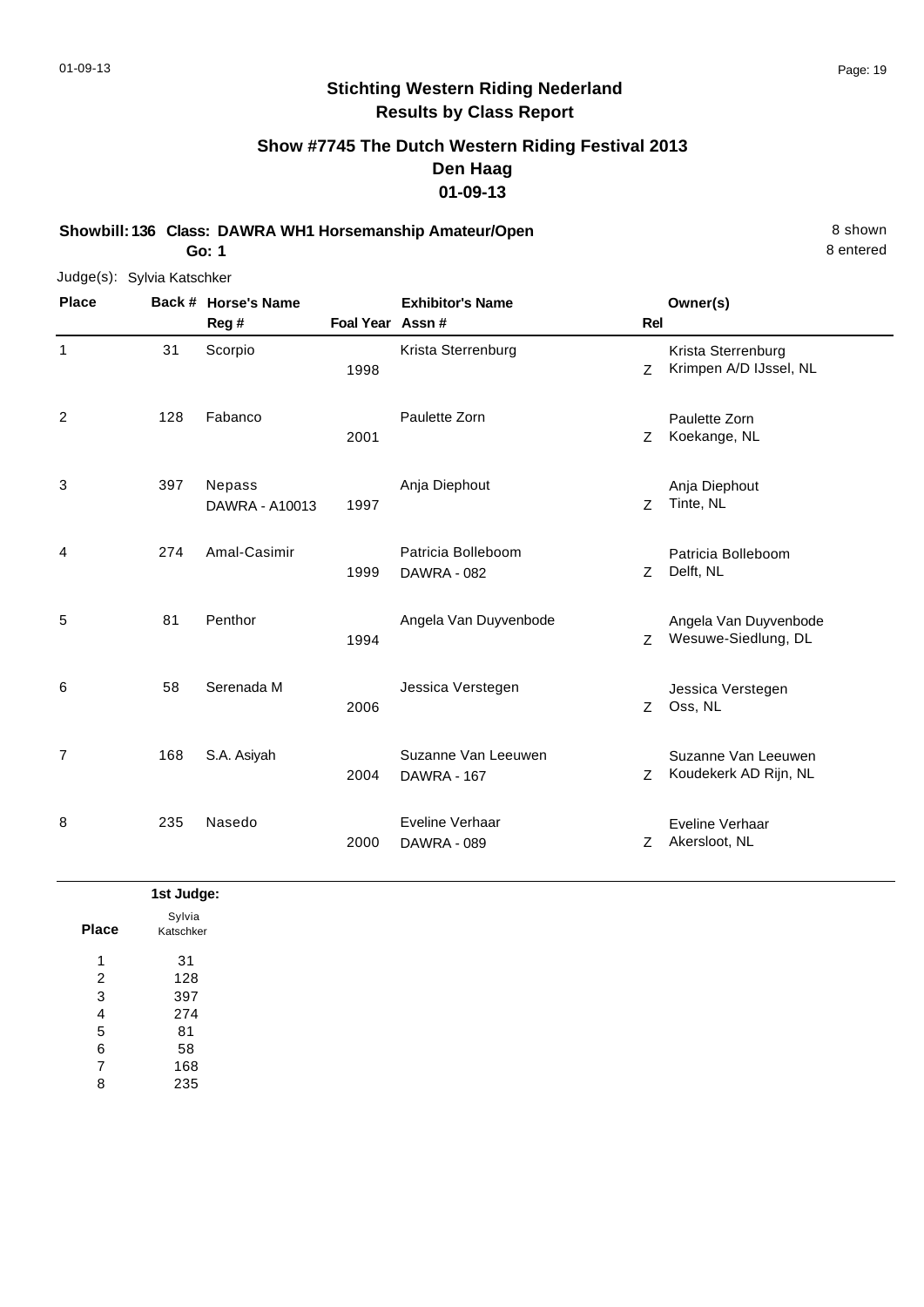# Stichting Western Riding Nederland

## Results by Class Report

### Show #7745 The Dutch Western Riding Festival 2013

### Den Haag

### 01-09-13

**Showbill: 136 Class: DAWRA WH1 Horsemanship Amateur/Open** — 8 shown

**Go: 1** — 8 entered

Judge(s): Sylvia Katschker

| Place | Back # | Horse's Name / Reg # | Foal Year | Exhibitor's Name / Assn # | Rel | Owner(s) |
|---|---|---|---|---|---|---|
| 1 | 31 | Scorpio | 1998 | Krista Sterrenburg | Z | Krista Sterrenburg<br>Krimpen A/D IJssel, NL |
| 2 | 128 | Fabanco | 2001 | Paulette Zorn | Z | Paulette Zorn<br>Koekange, NL |
| 3 | 397 | Nepass<br>DAWRA - A10013 | 1997 | Anja Diephout | Z | Anja Diephout<br>Tinte, NL |
| 4 | 274 | Amal-Casimir | 1999 | Patricia Bolleboom<br>DAWRA - 082 | Z | Patricia Bolleboom<br>Delft, NL |
| 5 | 81 | Penthor | 1994 | Angela Van Duyvenbode | Z | Angela Van Duyvenbode<br>Wesuwe-Siedlung, DL |
| 6 | 58 | Serenada M | 2006 | Jessica Verstegen | Z | Jessica Verstegen<br>Oss, NL |
| 7 | 168 | S.A. Asiyah | 2004 | Suzanne Van Leeuwen<br>DAWRA - 167 | Z | Suzanne Van Leeuwen<br>Koudekerk AD Rijn, NL |
| 8 | 235 | Nasedo | 2000 | Eveline Verhaar<br>DAWRA - 089 | Z | Eveline Verhaar<br>Akersloot, NL |

| Place | 1st Judge: Sylvia Katschker |
|---|---|
| 1 | 31 |
| 2 | 128 |
| 3 | 397 |
| 4 | 274 |
| 5 | 81 |
| 6 | 58 |
| 7 | 168 |
| 8 | 235 |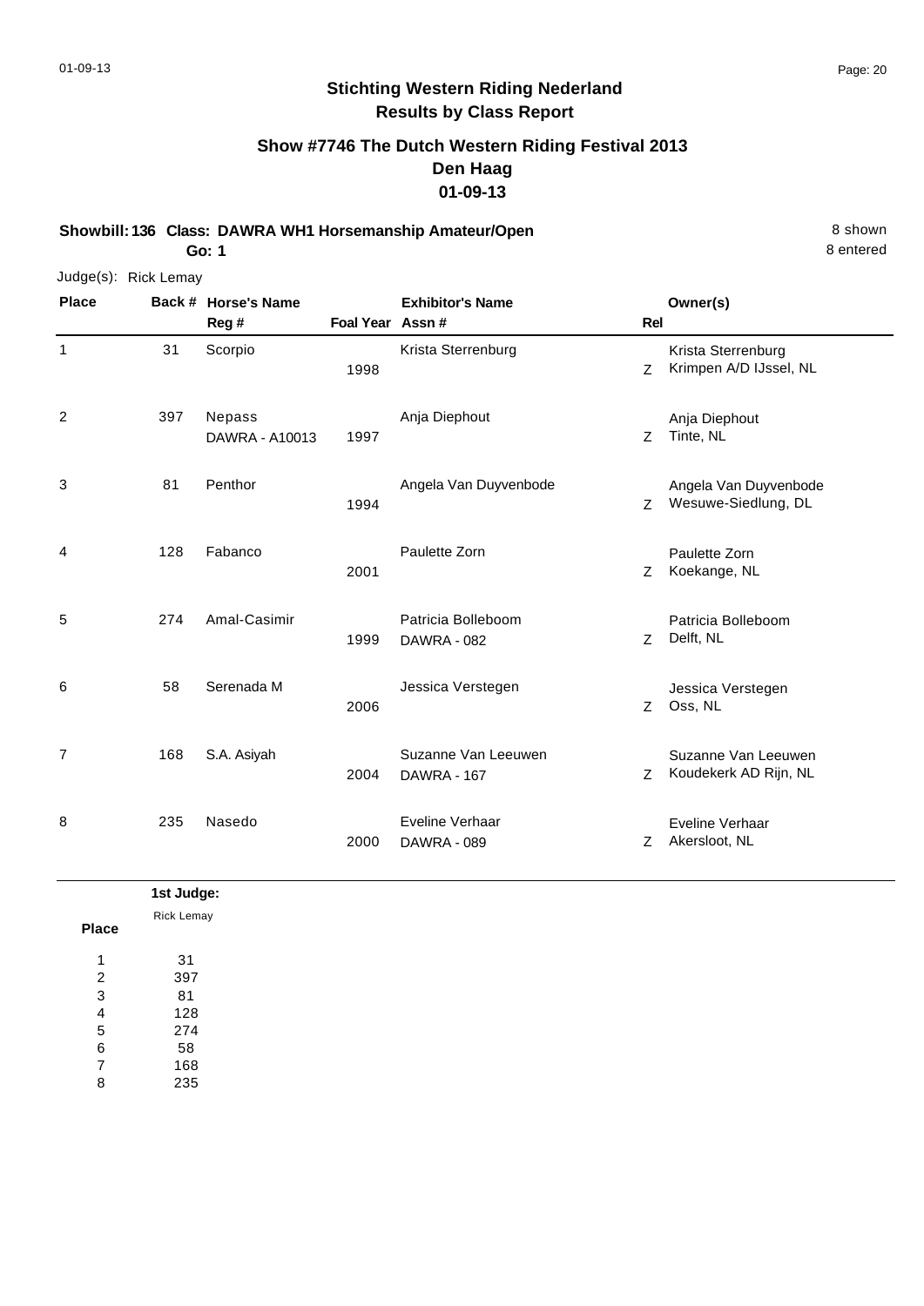## Stichting Western Riding Nederland
## Results by Class Report

### Show #7746 The Dutch Western Riding Festival 2013
### Den Haag
### 01-09-13

**Showbill: 136 Class: DAWRA WH1 Horsemanship Amateur/Open** 8 shown

**Go: 1** 8 entered

Judge(s): Rick Lemay

| Place | Back # | Horse's Name / Reg # | Foal Year | Exhibitor's Name / Assn # | Rel | Owner(s) |
|---|---|---|---|---|---|---|
| 1 | 31 | Scorpio | 1998 | Krista Sterrenburg | Z | Krista Sterrenburg, Krimpen A/D IJssel, NL |
| 2 | 397 | Nepass DAWRA - A10013 | 1997 | Anja Diephout | Z | Anja Diephout, Tinte, NL |
| 3 | 81 | Penthor | 1994 | Angela Van Duyvenbode | Z | Angela Van Duyvenbode, Wesuwe-Siedlung, DL |
| 4 | 128 | Fabanco | 2001 | Paulette Zorn | Z | Paulette Zorn, Koekange, NL |
| 5 | 274 | Amal-Casimir | 1999 | Patricia Bolleboom DAWRA - 082 | Z | Patricia Bolleboom, Delft, NL |
| 6 | 58 | Serenada M | 2006 | Jessica Verstegen | Z | Jessica Verstegen, Oss, NL |
| 7 | 168 | S.A. Asiyah | 2004 | Suzanne Van Leeuwen DAWRA - 167 | Z | Suzanne Van Leeuwen, Koudekerk AD Rijn, NL |
| 8 | 235 | Nasedo | 2000 | Eveline Verhaar DAWRA - 089 | Z | Eveline Verhaar, Akersloot, NL |

| Place | 1st Judge: Rick Lemay |
|---|---|
| 1 | 31 |
| 2 | 397 |
| 3 | 81 |
| 4 | 128 |
| 5 | 274 |
| 6 | 58 |
| 7 | 168 |
| 8 | 235 |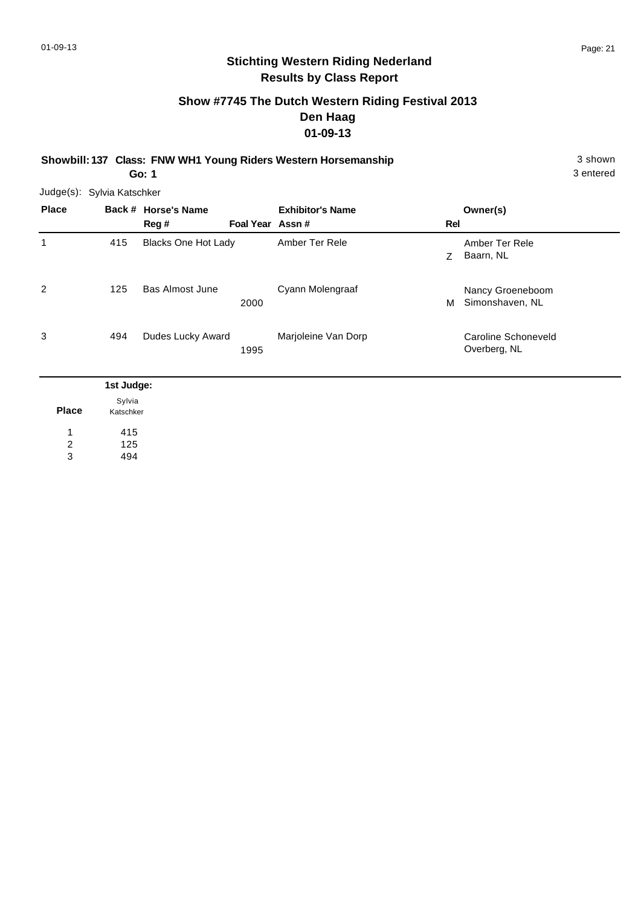## Stichting Western Riding Nederland
## Results by Class Report

### Show #7745 The Dutch Western Riding Festival 2013
### Den Haag
### 01-09-13

**Showbill: 137 Class: FNW WH1 Young Riders Western Horsemanship** 3 shown

**Go: 1** 3 entered

Judge(s): Sylvia Katschker

| Place | Back # | Horse's Name / Reg # | Foal Year | Exhibitor's Name / Assn # | Rel | Owner(s) |
|---|---|---|---|---|---|---|
| 1 | 415 | Blacks One Hot Lady | | Amber Ter Rele | Z | Amber Ter Rele, Baarn, NL |
| 2 | 125 | Bas Almost June | 2000 | Cyann Molengraaf | M | Nancy Groeneboom, Simonshaven, NL |
| 3 | 494 | Dudes Lucky Award | 1995 | Marjoleine Van Dorp | | Caroline Schoneveld, Overberg, NL |

| Place | 1st Judge: Sylvia Katschker |
|---|---|
| 1 | 415 |
| 2 | 125 |
| 3 | 494 |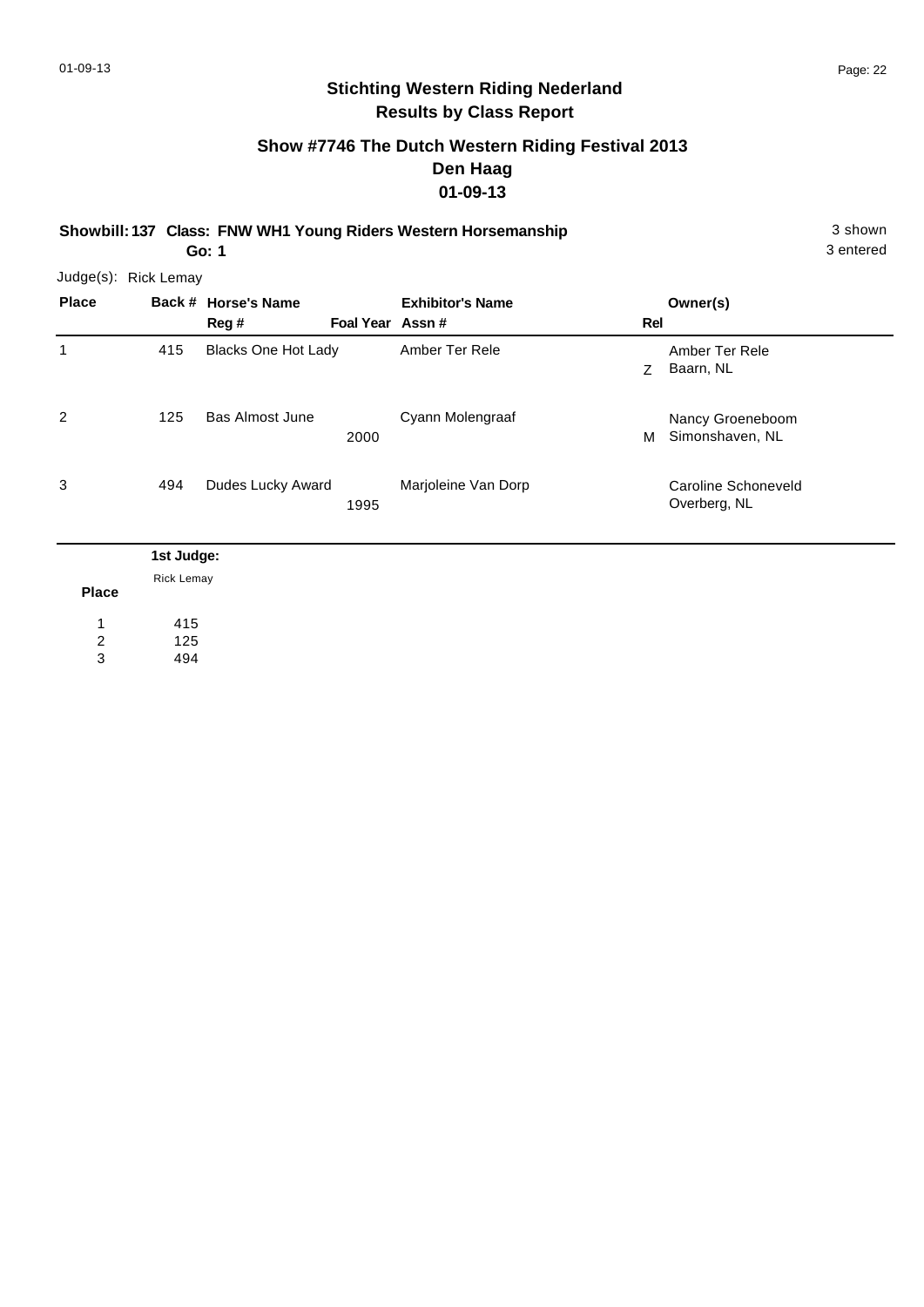## Stichting Western Riding Nederland
## Results by Class Report

### Show #7746 The Dutch Western Riding Festival 2013
### Den Haag
### 01-09-13

**Showbill: 137 Class: FNW WH1 Young Riders Western Horsemanship** 3 shown
**Go: 1** 3 entered

Judge(s): Rick Lemay

| Place | Back # | Horse's Name / Reg # | Foal Year | Exhibitor's Name / Assn # | Rel | Owner(s) |
|---|---|---|---|---|---|---|
| 1 | 415 | Blacks One Hot Lady | | Amber Ter Rele | Z | Amber Ter Rele<br>Baarn, NL |
| 2 | 125 | Bas Almost June | 2000 | Cyann Molengraaf | M | Nancy Groeneboom<br>Simonshaven, NL |
| 3 | 494 | Dudes Lucky Award | 1995 | Marjoleine Van Dorp | | Caroline Schoneveld<br>Overberg, NL |

| Place | 1st Judge:<br>Rick Lemay |
|---|---|
| 1 | 415 |
| 2 | 125 |
| 3 | 494 |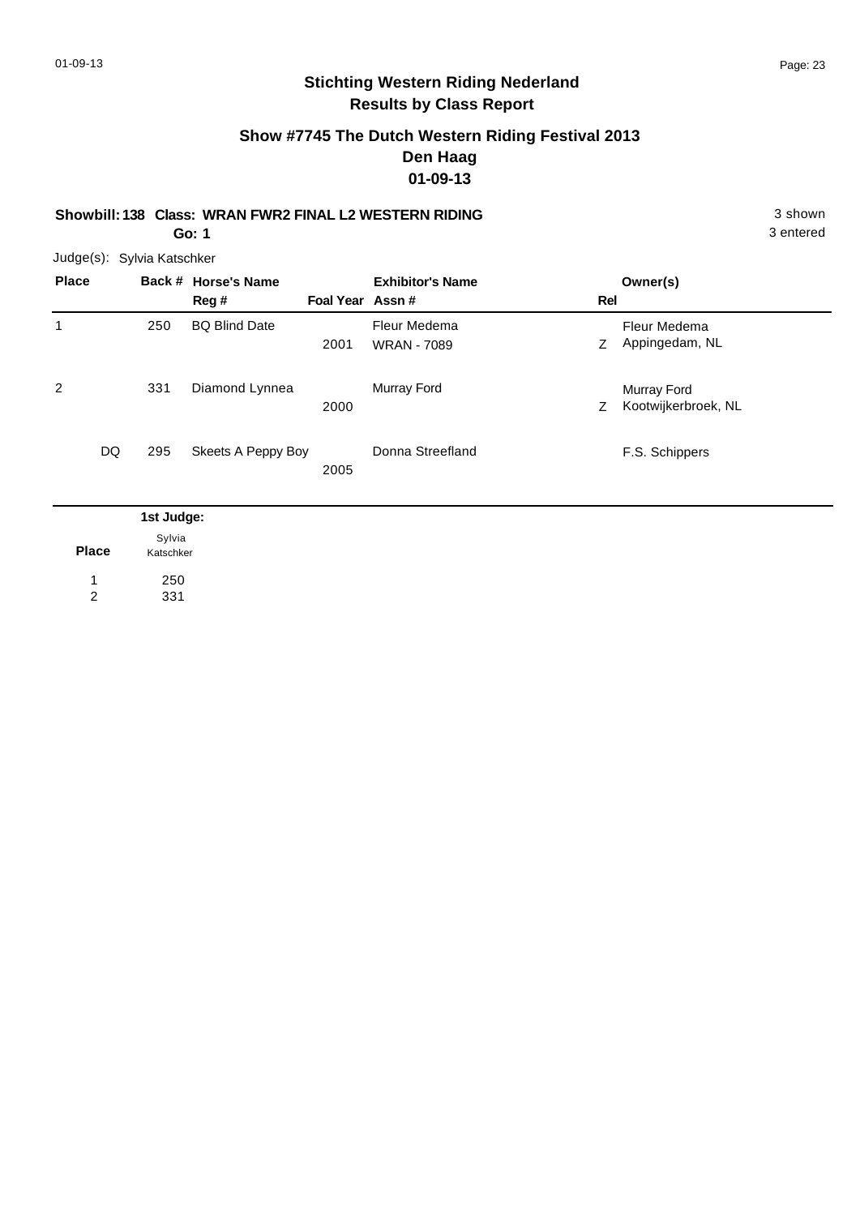# Stichting Western Riding Nederland
## Results by Class Report

### Show #7745 The Dutch Western Riding Festival 2013
### Den Haag
### 01-09-13

**Showbill: 138 Class: WRAN FWR2 FINAL L2 WESTERN RIDING** 3 shown
**Go: 1** 3 entered

Judge(s): Sylvia Katschker

| Place | Back # | Horse's Name / Reg # | Foal Year | Exhibitor's Name / Assn # | Rel | Owner(s) |
|---|---|---|---|---|---|---|
| 1 | 250 | BQ Blind Date | 2001 | Fleur Medema<br>WRAN - 7089 | Z | Fleur Medema<br>Appingedam, NL |
| 2 | 331 | Diamond Lynnea | 2000 | Murray Ford | Z | Murray Ford<br>Kootwijkerbroek, NL |
| DQ | 295 | Skeets A Peppy Boy | 2005 | Donna Streefland | | F.S. Schippers |

| Place | 1st Judge: Sylvia Katschker |
|---|---|
| 1 | 250 |
| 2 | 331 |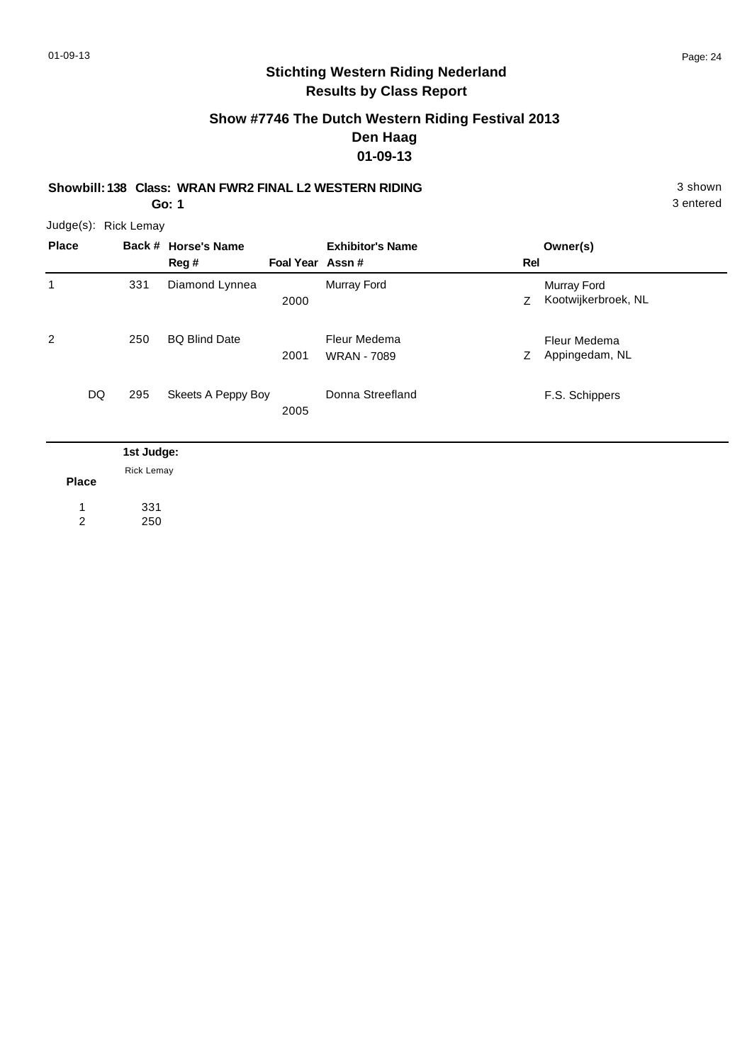## Stichting Western Riding Nederland
## Results by Class Report

### Show #7746 The Dutch Western Riding Festival 2013
### Den Haag
### 01-09-13

**Showbill: 138 Class: WRAN FWR2 FINAL L2 WESTERN RIDING** 3 shown
**Go: 1** 3 entered

Judge(s): Rick Lemay

| Place | Back # | Horse's Name / Reg # | Foal Year | Exhibitor's Name / Assn # | Rel | Owner(s) |
|---|---|---|---|---|---|---|
| 1 | 331 | Diamond Lynnea | 2000 | Murray Ford | Z | Murray Ford Kootwijkerbroek, NL |
| 2 | 250 | BQ Blind Date | 2001 | Fleur Medema WRAN - 7089 | Z | Fleur Medema Appingedam, NL |
| DQ | 295 | Skeets A Peppy Boy | 2005 | Donna Streefland | | F.S. Schippers |

| Place | 1st Judge: Rick Lemay |
|---|---|
| 1 | 331 |
| 2 | 250 |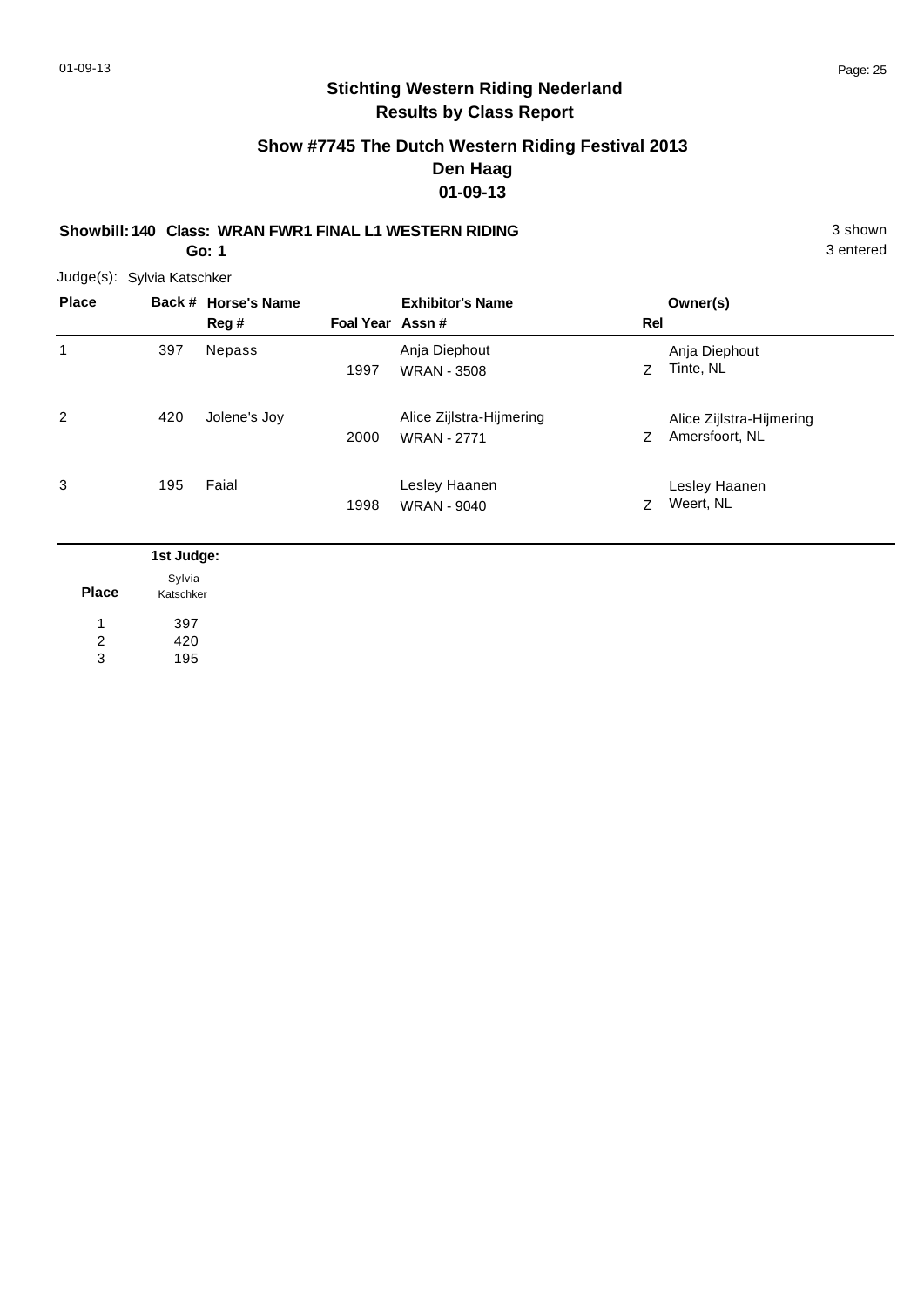## Stichting Western Riding Nederland
## Results by Class Report

### Show #7745 The Dutch Western Riding Festival 2013
### Den Haag
### 01-09-13

**Showbill: 140 Class: WRAN FWR1 FINAL L1 WESTERN RIDING** 3 shown

**Go: 1** 3 entered

Judge(s): Sylvia Katschker

| Place | Back # | Horse's Name / Reg # | Foal Year | Exhibitor's Name / Assn # | Rel | Owner(s) |
|---|---|---|---|---|---|---|
| 1 | 397 | Nepass | 1997 | Anja Diephout<br>WRAN - 3508 | Z | Anja Diephout<br>Tinte, NL |
| 2 | 420 | Jolene's Joy | 2000 | Alice Zijlstra-Hijmering<br>WRAN - 2771 | Z | Alice Zijlstra-Hijmering<br>Amersfoort, NL |
| 3 | 195 | Faial | 1998 | Lesley Haanen<br>WRAN - 9040 | Z | Lesley Haanen<br>Weert, NL |

| Place | 1st Judge: Sylvia Katschker |
|---|---|
| 1 | 397 |
| 2 | 420 |
| 3 | 195 |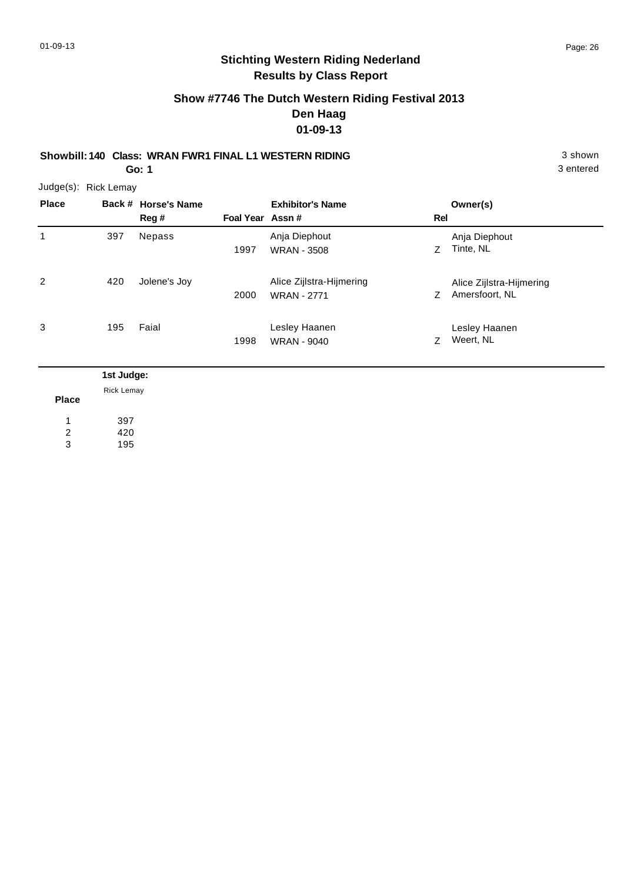**Stichting Western Riding Nederland**
**Results by Class Report**

## Show #7746 The Dutch Western Riding Festival 2013
## Den Haag
## 01-09-13

**Showbill: 140 Class: WRAN FWR1 FINAL L1 WESTERN RIDING** 3 shown

**Go: 1** 3 entered

Judge(s): Rick Lemay

| Place | Back # | Horse's Name / Reg # | Foal Year | Exhibitor's Name / Assn # | Rel | Owner(s) |
|---|---|---|---|---|---|---|
| 1 | 397 | Nepass | 1997 | Anja Diephout<br>WRAN - 3508 | Z | Anja Diephout<br>Tinte, NL |
| 2 | 420 | Jolene's Joy | 2000 | Alice Zijlstra-Hijmering<br>WRAN - 2771 | Z | Alice Zijlstra-Hijmering<br>Amersfoort, NL |
| 3 | 195 | Faial | 1998 | Lesley Haanen<br>WRAN - 9040 | Z | Lesley Haanen<br>Weert, NL |

| Place | 1st Judge: Rick Lemay |
|---|---|
| 1 | 397 |
| 2 | 420 |
| 3 | 195 |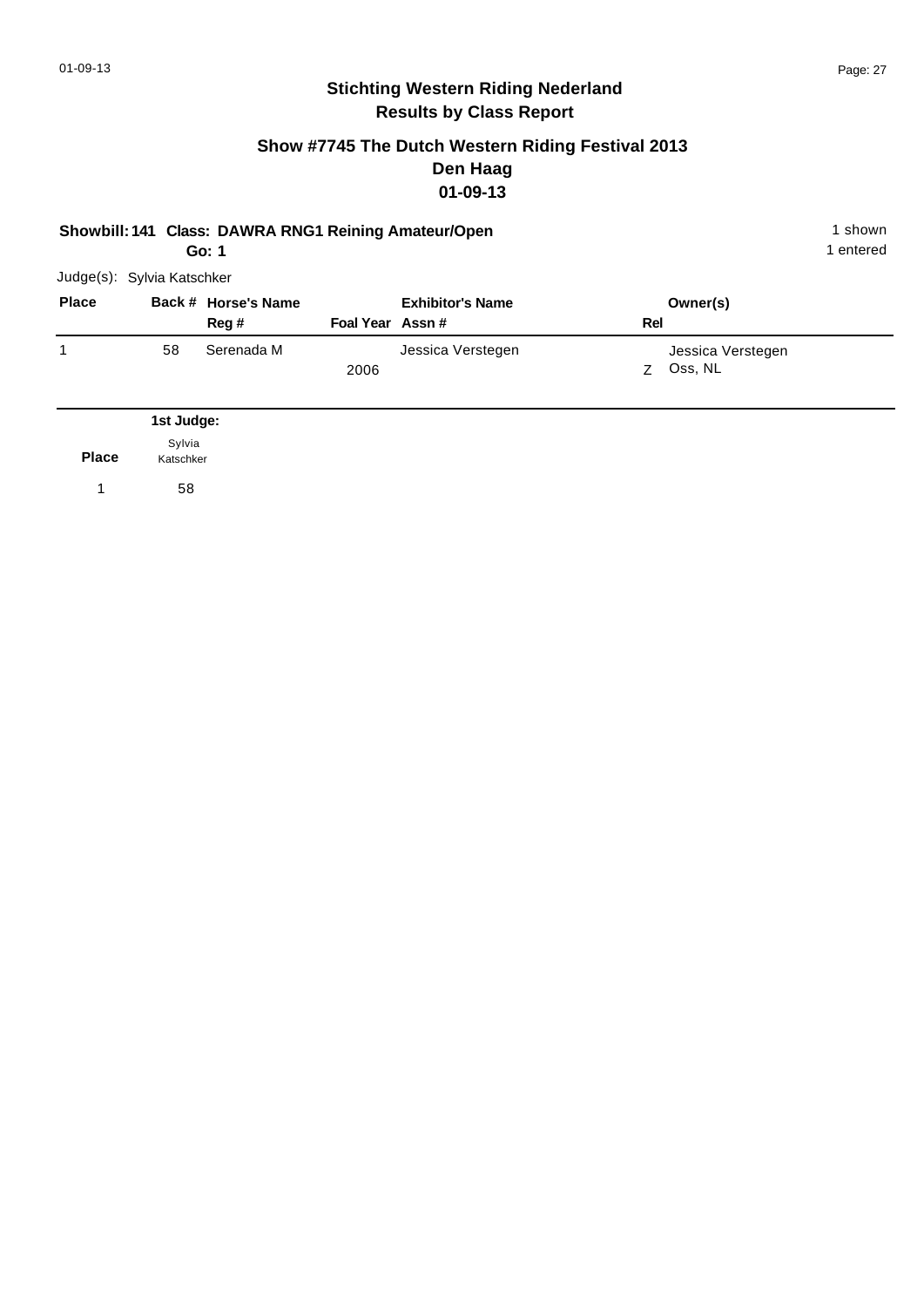## Stichting Western Riding Nederland
## Results by Class Report

### Show #7745 The Dutch Western Riding Festival 2013
### Den Haag
### 01-09-13

**Showbill: 141 Class: DAWRA RNG1 Reining Amateur/Open** 1 shown
**Go: 1** 1 entered

Judge(s): Sylvia Katschker

| Place | Back # | Horse's Name / Reg # | Foal Year | Exhibitor's Name / Assn # | Rel | Owner(s) |
|---|---|---|---|---|---|---|
| 1 | 58 | Serenada M | 2006 | Jessica Verstegen | Z | Jessica Verstegen<br>Oss, NL |

| Place | 1st Judge: Sylvia Katschker |
|---|---|
| 1 | 58 |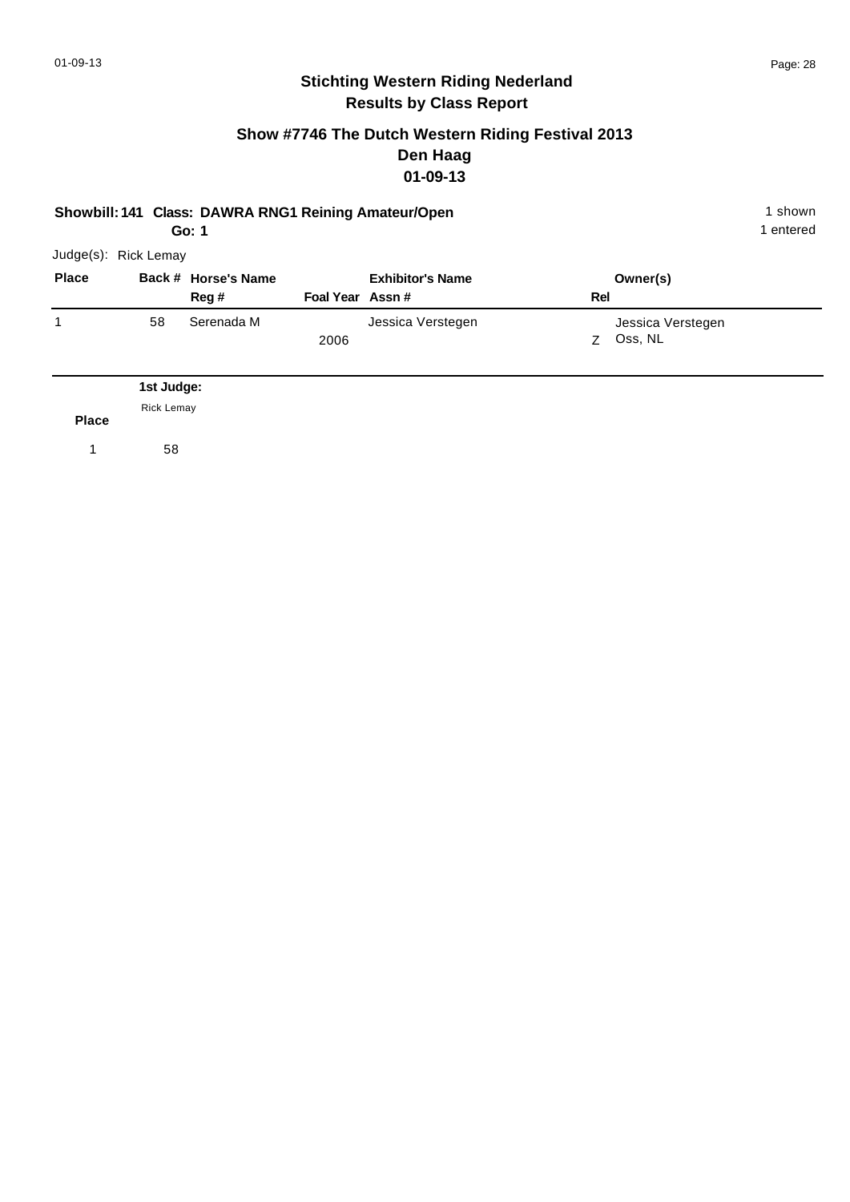## Stichting Western Riding Nederland
## Results by Class Report

### Show #7746 The Dutch Western Riding Festival 2013
### Den Haag
### 01-09-13

**Showbill: 141 Class: DAWRA RNG1 Reining Amateur/Open**
**Go: 1**

1 shown
1 entered

Judge(s): Rick Lemay

| Place | Back # | Horse's Name / Reg # | Foal Year | Exhibitor's Name / Assn # | Rel | Owner(s) |
|---|---|---|---|---|---|---|
| 1 | 58 | Serenada M | 2006 | Jessica Verstegen | Z | Jessica Verstegen<br>Oss, NL |

| Place | 1st Judge: Rick Lemay |
|---|---|
| 1 | 58 |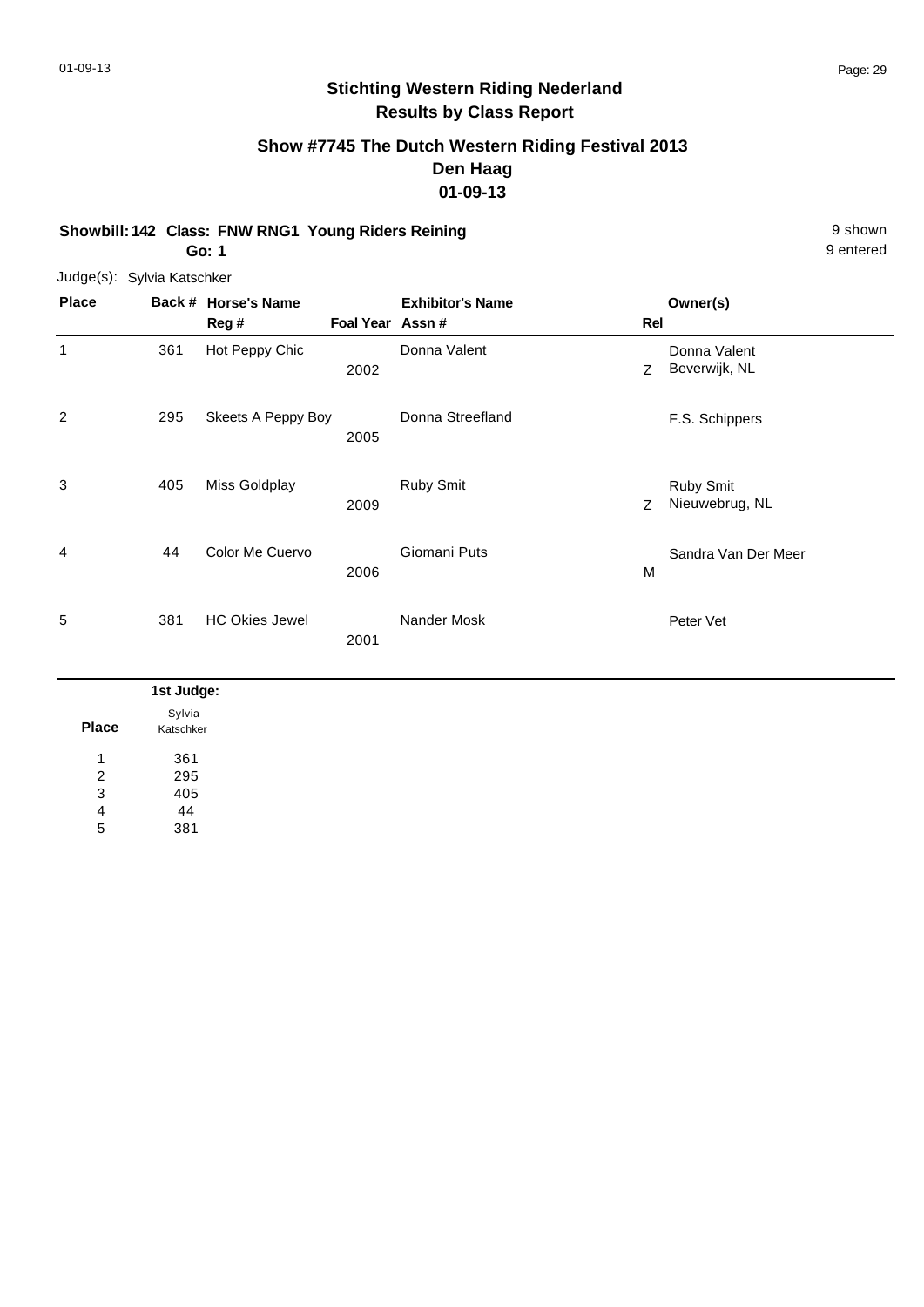## Stichting Western Riding Nederland
## Results by Class Report

### Show #7745 The Dutch Western Riding Festival 2013
### Den Haag
### 01-09-13

**Showbill: 142 Class: FNW RNG1 Young Riders Reining**
**Go: 1**

9 shown
9 entered

Judge(s): Sylvia Katschker

| Place | Back # | Horse's Name / Reg # | Foal Year | Exhibitor's Name / Assn # | Rel | Owner(s) |
|---|---|---|---|---|---|---|
| 1 | 361 | Hot Peppy Chic | 2002 | Donna Valent | Z | Donna Valent<br>Beverwijk, NL |
| 2 | 295 | Skeets A Peppy Boy | 2005 | Donna Streefland | | F.S. Schippers |
| 3 | 405 | Miss Goldplay | 2009 | Ruby Smit | Z | Ruby Smit<br>Nieuwebrug, NL |
| 4 | 44 | Color Me Cuervo | 2006 | Giomani Puts | M | Sandra Van Der Meer |
| 5 | 381 | HC Okies Jewel | 2001 | Nander Mosk | | Peter Vet |

| Place | 1st Judge: Sylvia Katschker |
|---|---|
| 1 | 361 |
| 2 | 295 |
| 3 | 405 |
| 4 | 44 |
| 5 | 381 |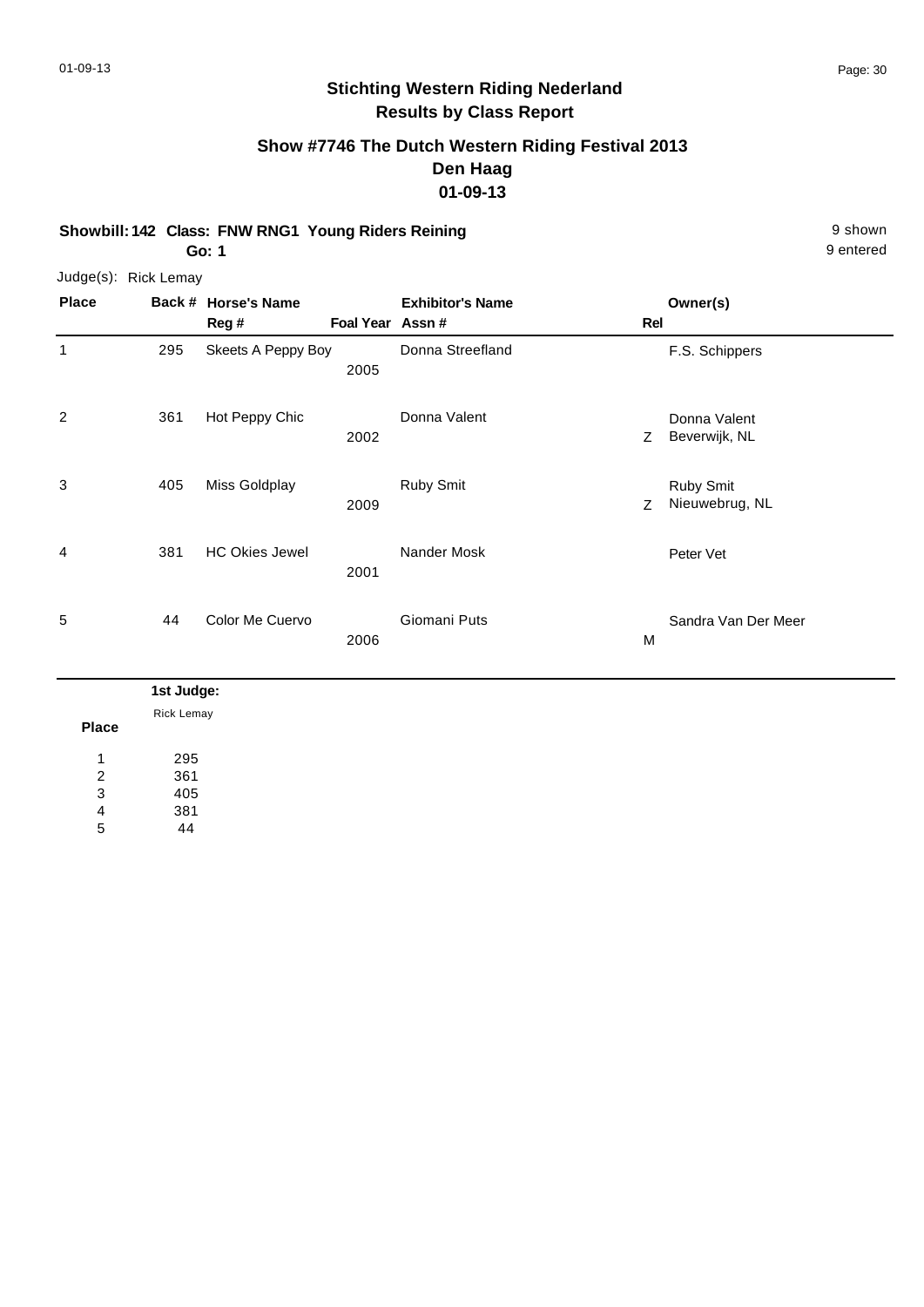## Stichting Western Riding Nederland
## Results by Class Report

### Show #7746 The Dutch Western Riding Festival 2013
### Den Haag
### 01-09-13

**Showbill: 142 Class: FNW RNG1 Young Riders Reining** 9 shown
**Go: 1** 9 entered

Judge(s): Rick Lemay

| Place | Back # | Horse's Name / Reg # | Foal Year | Exhibitor's Name / Assn # | Rel | Owner(s) |
|---|---|---|---|---|---|---|
| 1 | 295 | Skeets A Peppy Boy | 2005 | Donna Streefland | | F.S. Schippers |
| 2 | 361 | Hot Peppy Chic | 2002 | Donna Valent | Z | Donna Valent<br>Beverwijk, NL |
| 3 | 405 | Miss Goldplay | 2009 | Ruby Smit | Z | Ruby Smit<br>Nieuwebrug, NL |
| 4 | 381 | HC Okies Jewel | 2001 | Nander Mosk | | Peter Vet |
| 5 | 44 | Color Me Cuervo | 2006 | Giomani Puts | M | Sandra Van Der Meer |

| Place | 1st Judge:<br>Rick Lemay |
|---|---|
| 1 | 295 |
| 2 | 361 |
| 3 | 405 |
| 4 | 381 |
| 5 | 44 |